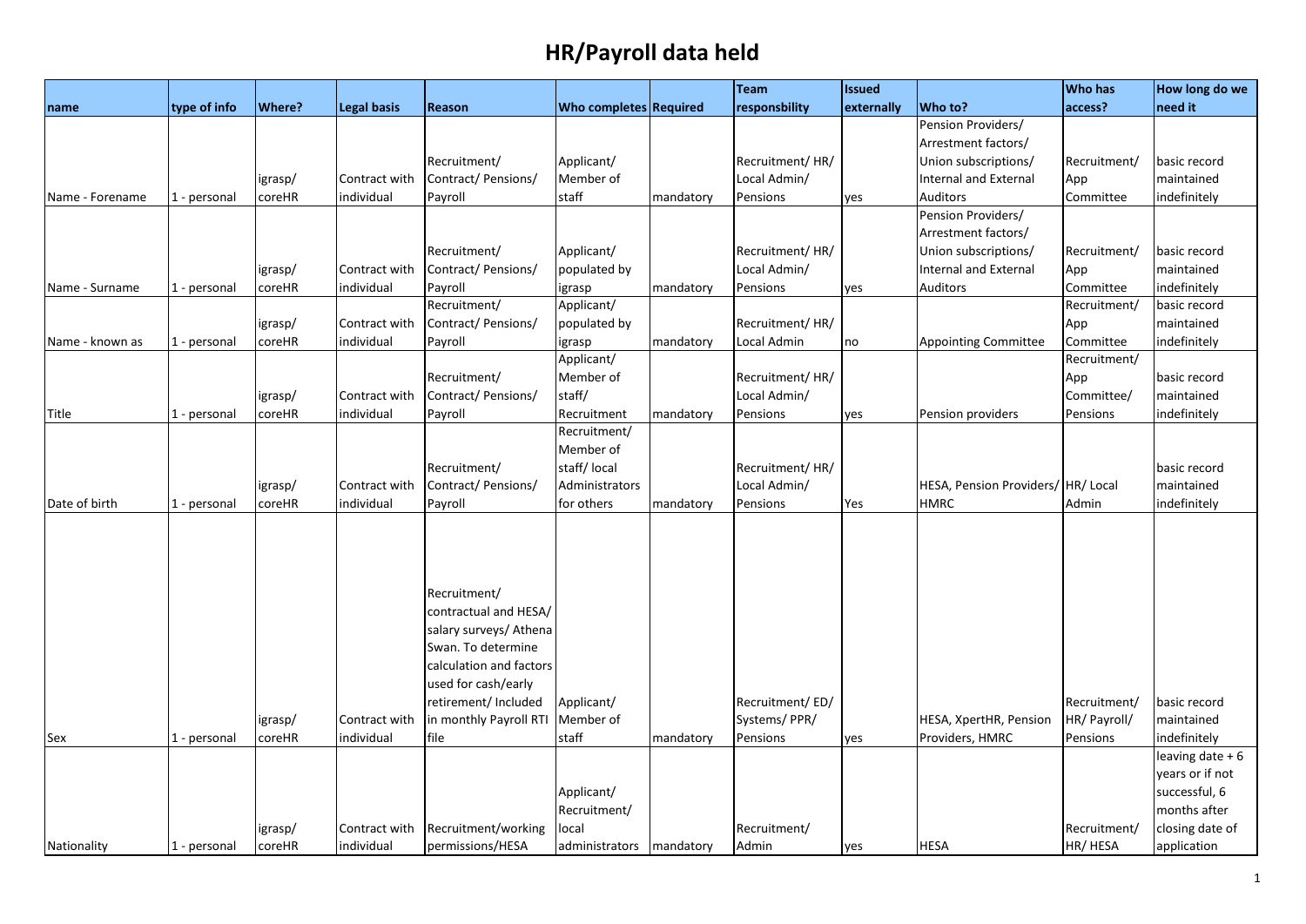# HR/Payroll data held

| name | type of info | Where? | Legal basis | Reason | Who completes | Required | Team responsbility | Issued externally | Who to? | Who has access? | How long do we need it |
|---|---|---|---|---|---|---|---|---|---|---|---|
| Name - Forename | 1 - personal | igrasp/ coreHR | Contract with individual | Recruitment/ Contract/ Pensions/ Payroll | Applicant/ Member of staff | mandatory | Recruitment/ HR/ Local Admin/ Pensions | yes | Pension Providers/ Arrestment factors/ Union subscriptions/ Internal and External Auditors | Recruitment/ App Committee | basic record maintained indefinitely |
| Name - Surname | 1 - personal | igrasp/ coreHR | Contract with individual | Recruitment/ Contract/ Pensions/ Payroll | Applicant/ populated by igrasp | mandatory | Recruitment/ HR/ Local Admin/ Pensions | yes | Pension Providers/ Arrestment factors/ Union subscriptions/ Internal and External Auditors | Recruitment/ App Committee | basic record maintained indefinitely |
| Name - known as | 1 - personal | igrasp/ coreHR | Contract with individual | Recruitment/ Contract/ Pensions/ Payroll | Applicant/ populated by igrasp | mandatory | Recruitment/ HR/ Local Admin | no | Appointing Committee | Recruitment/ App Committee | basic record maintained indefinitely |
| Title | 1 - personal | igrasp/ coreHR | Contract with individual | Recruitment/ Contract/ Pensions/ Payroll | Applicant/ Member of staff/ Recruitment | mandatory | Recruitment/ HR/ Local Admin/ Pensions | yes | Pension providers | Recruitment/ App Committee/ Pensions | basic record maintained indefinitely |
| Date of birth | 1 - personal | igrasp/ coreHR | Contract with individual | Recruitment/ Contract/ Pensions/ Payroll | Recruitment/ Member of staff/ local Administrators for others | mandatory | Recruitment/ HR/ Local Admin/ Pensions | Yes | HESA, Pension Providers/ HMRC | HR/ Local Admin | basic record maintained indefinitely |
| Sex | 1 - personal | igrasp/ coreHR | Contract with individual | Recruitment/ contractual and HESA/ salary surveys/ Athena Swan. To determine calculation and factors used for cash/early retirement/ Included in monthly Payroll RTI file | Applicant/ Member of staff | mandatory | Recruitment/ ED/ Systems/ PPR/ Pensions | yes | HESA, XpertHR, Pension Providers, HMRC | Recruitment/ HR/ Payroll/ Pensions | basic record maintained indefinitely |
| Nationality | 1 - personal | igrasp/ coreHR | Contract with individual | Recruitment/working permissions/HESA | Applicant/ Recruitment/ local administrators | mandatory | Recruitment/ Admin | yes | HESA | Recruitment/ HR/ HESA | leaving date + 6 years or if not successful, 6 months after closing date of application |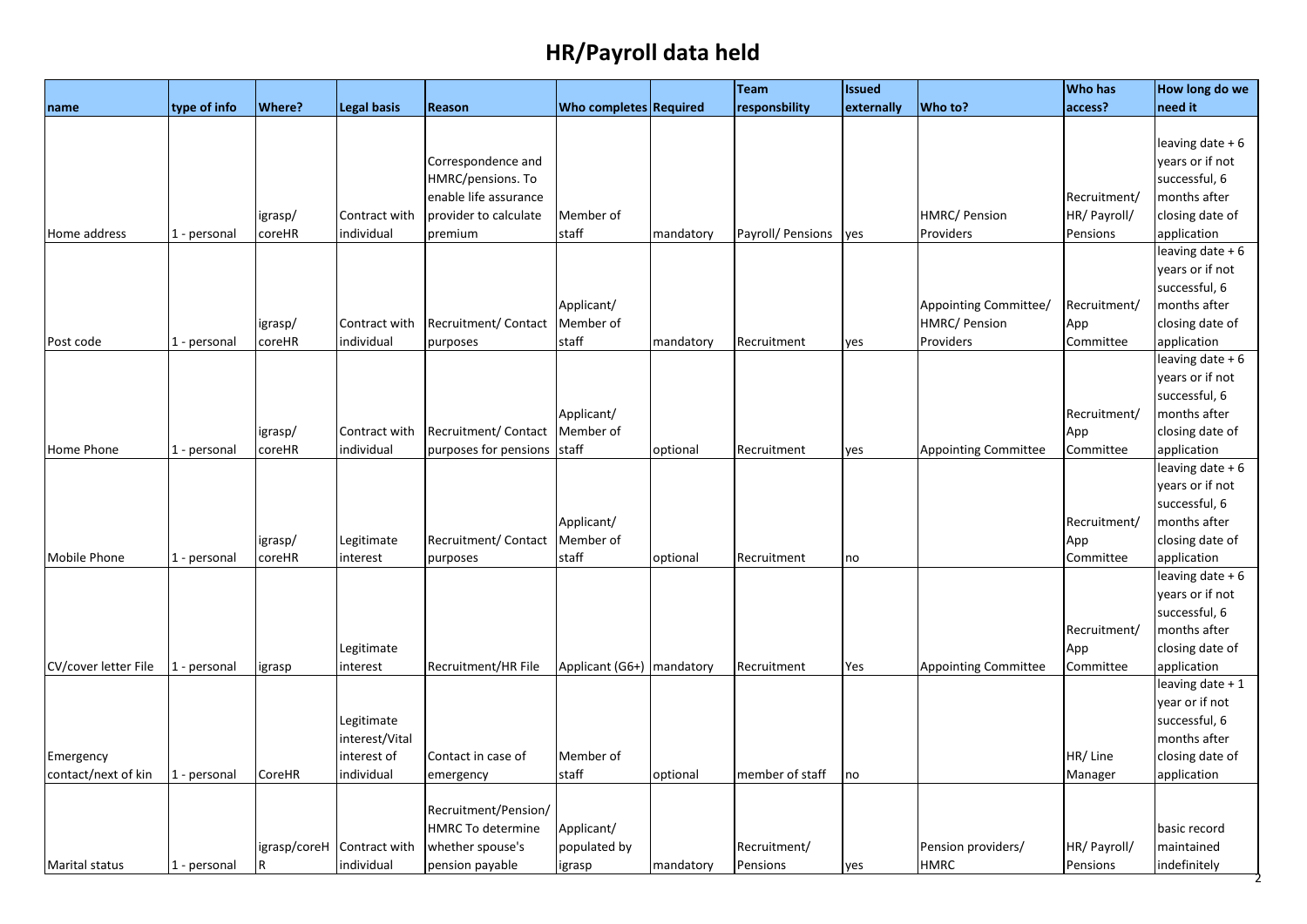# HR/Payroll data held

| name | type of info | Where? | Legal basis | Reason | Who completes | Required | Team responsbility | Issued externally | Who to? | Who has access? | How long do we need it |
|---|---|---|---|---|---|---|---|---|---|---|---|
| Home address | 1 - personal | igrasp/ coreHR | Contract with individual | Correspondence and HMRC/pensions. To enable life assurance provider to calculate premium | Member of staff | mandatory | Payroll/ Pensions | yes | HMRC/ Pension Providers | Recruitment/ HR/ Payroll/ Pensions | leaving date + 6 years or if not successful, 6 months after closing date of application |
| Post code | 1 - personal | igrasp/ coreHR | Contract with individual | Recruitment/ Contact purposes | Applicant/ Member of staff | mandatory | Recruitment | yes | Appointing Committee/ HMRC/ Pension Providers | Recruitment/ App Committee | leaving date + 6 years or if not successful, 6 months after closing date of application |
| Home Phone | 1 - personal | igrasp/ coreHR | Contract with individual | Recruitment/ Contact purposes for pensions | Applicant/ Member of staff | optional | Recruitment | yes | Appointing Committee | Recruitment/ App Committee | leaving date + 6 years or if not successful, 6 months after closing date of application |
| Mobile Phone | 1 - personal | igrasp/ coreHR | Legitimate interest | Recruitment/ Contact purposes | Applicant/ Member of staff | optional | Recruitment | no | | Recruitment/ App Committee | leaving date + 6 years or if not successful, 6 months after closing date of application |
| CV/cover letter File | 1 - personal | igrasp | Legitimate interest | Recruitment/HR File | Applicant (G6+) | mandatory | Recruitment | Yes | Appointing Committee | Recruitment/ App Committee | leaving date + 6 years or if not successful, 6 months after closing date of application |
| Emergency contact/next of kin | 1 - personal | CoreHR | Legitimate interest/Vital interest of individual | Contact in case of emergency | Member of staff | optional | member of staff | no | | HR/ Line Manager | leaving date + 1 year or if not successful, 6 months after closing date of application |
| Marital status | 1 - personal | igrasp/coreHR | Contract with individual | Recruitment/Pension/ HMRC To determine whether spouse's pension payable | Applicant/ populated by igrasp | mandatory | Recruitment/ Pensions | yes | Pension providers/ HMRC | HR/ Payroll/ Pensions | basic record maintained indefinitely |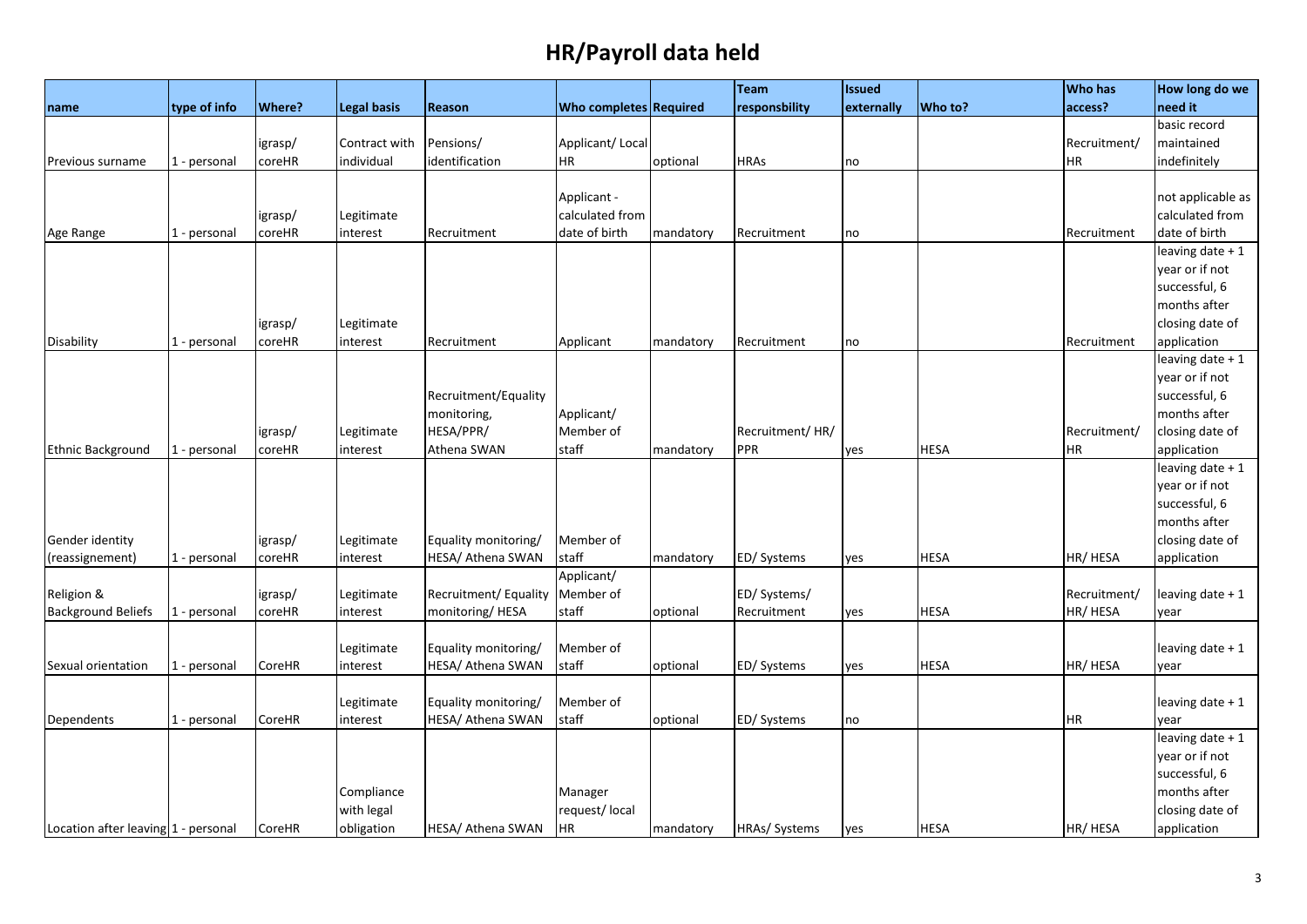# HR/Payroll data held

| name | type of info | Where? | Legal basis | Reason | Who completes | Required | Team responsbility | Issued externally | Who to? | Who has access? | How long do we need it |
|---|---|---|---|---|---|---|---|---|---|---|---|
| Previous surname | 1 - personal | igrasp/ coreHR | Contract with individual | Pensions/ identification | Applicant/ Local HR | optional | HRAs | no | | Recruitment/ HR | basic record maintained indefinitely |
| Age Range | 1 - personal | igrasp/ coreHR | Legitimate interest | Recruitment | Applicant - calculated from date of birth | mandatory | Recruitment | no | | Recruitment | not applicable as calculated from date of birth |
| Disability | 1 - personal | igrasp/ coreHR | Legitimate interest | Recruitment | Applicant | mandatory | Recruitment | no | | Recruitment | leaving date + 1 year or if not successful, 6 months after closing date of application |
| Ethnic Background | 1 - personal | igrasp/ coreHR | Legitimate interest | Recruitment/Equality monitoring, HESA/PPR/ Athena SWAN | Applicant/ Member of staff | mandatory | Recruitment/ HR/ PPR | yes | HESA | Recruitment/ HR | leaving date + 1 year or if not successful, 6 months after closing date of application |
| Gender identity (reassignement) | 1 - personal | igrasp/ coreHR | Legitimate interest | Equality monitoring/ HESA/ Athena SWAN | Member of staff | mandatory | ED/ Systems | yes | HESA | HR/ HESA | leaving date + 1 year or if not successful, 6 months after closing date of application |
| Religion & Background Beliefs | 1 - personal | igrasp/ coreHR | Legitimate interest | Recruitment/ Equality monitoring/ HESA | Applicant/ Member of staff | optional | ED/ Systems/ Recruitment | yes | HESA | Recruitment/ HR/ HESA | leaving date + 1 year |
| Sexual orientation | 1 - personal | CoreHR | Legitimate interest | Equality monitoring/ HESA/ Athena SWAN | Member of staff | optional | ED/ Systems | yes | HESA | HR/ HESA | leaving date + 1 year |
| Dependents | 1 - personal | CoreHR | Legitimate interest | Equality monitoring/ HESA/ Athena SWAN | Member of staff | optional | ED/ Systems | no | | HR | leaving date + 1 year |
| Location after leaving | 1 - personal | CoreHR | Compliance with legal obligation | HESA/ Athena SWAN | Manager request/ local HR | mandatory | HRAs/ Systems | yes | HESA | HR/ HESA | leaving date + 1 year or if not successful, 6 months after closing date of application |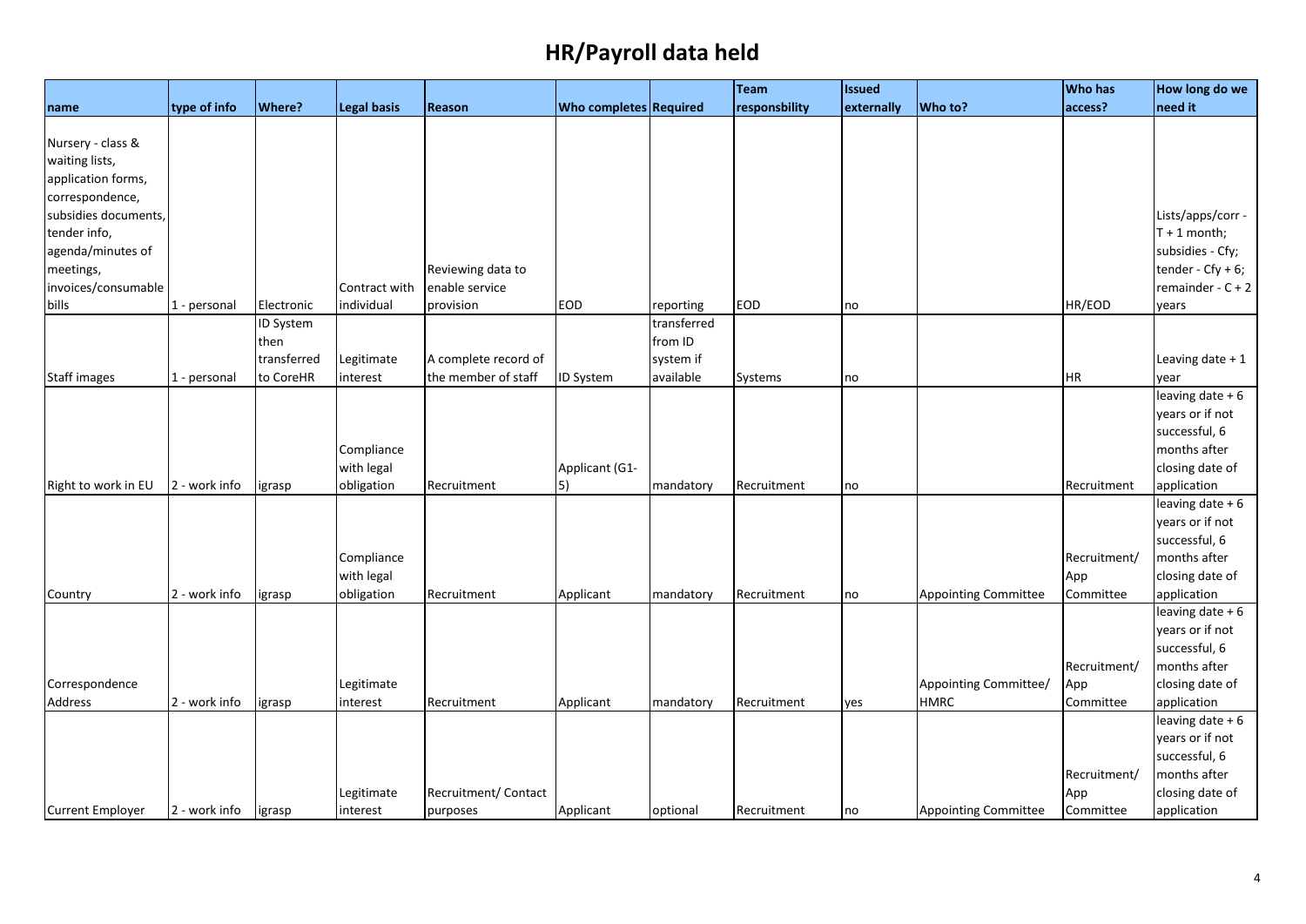# HR/Payroll data held

| name | type of info | Where? | Legal basis | Reason | Who completes | Required | Team responsbility | Issued externally | Who to? | Who has access? | How long do we need it |
|---|---|---|---|---|---|---|---|---|---|---|---|
| Nursery - class & waiting lists, application forms, correspondence, subsidies documents, tender info, agenda/minutes of meetings, invoices/consumable bills | 1 - personal | Electronic | Contract with individual | Reviewing data to enable service provision | EOD | reporting | EOD | no | | HR/EOD | Lists/apps/corr - T + 1 month; subsidies - Cfy; tender - Cfy + 6; remainder - C + 2 years |
| Staff images | 1 - personal | ID System then transferred to CoreHR | Legitimate interest | A complete record of the member of staff | ID System | transferred from ID system if available | Systems | no | | HR | Leaving date + 1 year |
| Right to work in EU | 2 - work info | igrasp | Compliance with legal obligation | Recruitment | Applicant (G1-5) | mandatory | Recruitment | no | | Recruitment | leaving date + 6 years or if not successful, 6 months after closing date of application |
| Country | 2 - work info | igrasp | Compliance with legal obligation | Recruitment | Applicant | mandatory | Recruitment | no | Appointing Committee | Recruitment/ App Committee | leaving date + 6 years or if not successful, 6 months after closing date of application |
| Correspondence Address | 2 - work info | igrasp | Legitimate interest | Recruitment | Applicant | mandatory | Recruitment | yes | Appointing Committee/ HMRC | Recruitment/ App Committee | leaving date + 6 years or if not successful, 6 months after closing date of application |
| Current Employer | 2 - work info | igrasp | Legitimate interest | Recruitment/ Contact purposes | Applicant | optional | Recruitment | no | Appointing Committee | Recruitment/ App Committee | leaving date + 6 years or if not successful, 6 months after closing date of application |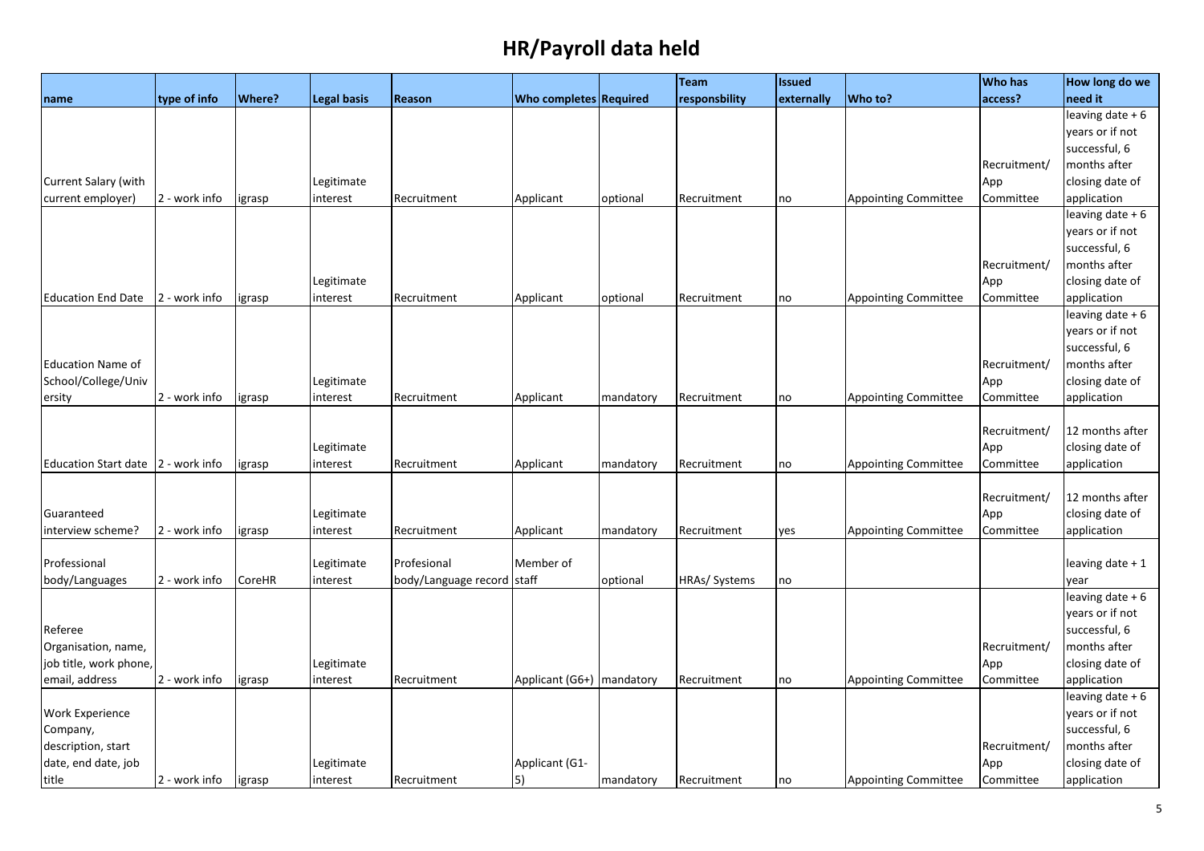# HR/Payroll data held

| name | type of info | Where? | Legal basis | Reason | Who completes | Required | Team responsbility | Issued externally | Who to? | Who has access? | How long do we need it |
|---|---|---|---|---|---|---|---|---|---|---|---|
| Current Salary (with current employer) | 2 - work info | igrasp | Legitimate interest | Recruitment | Applicant | optional | Recruitment | no | Appointing Committee | Recruitment/ App Committee | leaving date + 6 years or if not successful, 6 months after closing date of application |
| Education End Date | 2 - work info | igrasp | Legitimate interest | Recruitment | Applicant | optional | Recruitment | no | Appointing Committee | Recruitment/ App Committee | leaving date + 6 years or if not successful, 6 months after closing date of application |
| Education Name of School/College/University | 2 - work info | igrasp | Legitimate interest | Recruitment | Applicant | mandatory | Recruitment | no | Appointing Committee | Recruitment/ App Committee | leaving date + 6 years or if not successful, 6 months after closing date of application |
| Education Start date | 2 - work info | igrasp | Legitimate interest | Recruitment | Applicant | mandatory | Recruitment | no | Appointing Committee | Recruitment/ App Committee | 12 months after closing date of application |
| Guaranteed interview scheme? | 2 - work info | igrasp | Legitimate interest | Recruitment | Applicant | mandatory | Recruitment | yes | Appointing Committee | Recruitment/ App Committee | 12 months after closing date of application |
| Professional body/Languages | 2 - work info | CoreHR | Legitimate interest | Profesional body/Language record | Member of staff | optional | HRAs/ Systems | no | | | leaving date + 1 year |
| Referee Organisation, name, job title, work phone, email, address | 2 - work info | igrasp | Legitimate interest | Recruitment | Applicant (G6+) | mandatory | Recruitment | no | Appointing Committee | Recruitment/ App Committee | leaving date + 6 years or if not successful, 6 months after closing date of application |
| Work Experience Company, description, start date, end date, job title | 2 - work info | igrasp | Legitimate interest | Recruitment | Applicant (G1-5) | mandatory | Recruitment | no | Appointing Committee | Recruitment/ App Committee | leaving date + 6 years or if not successful, 6 months after closing date of application |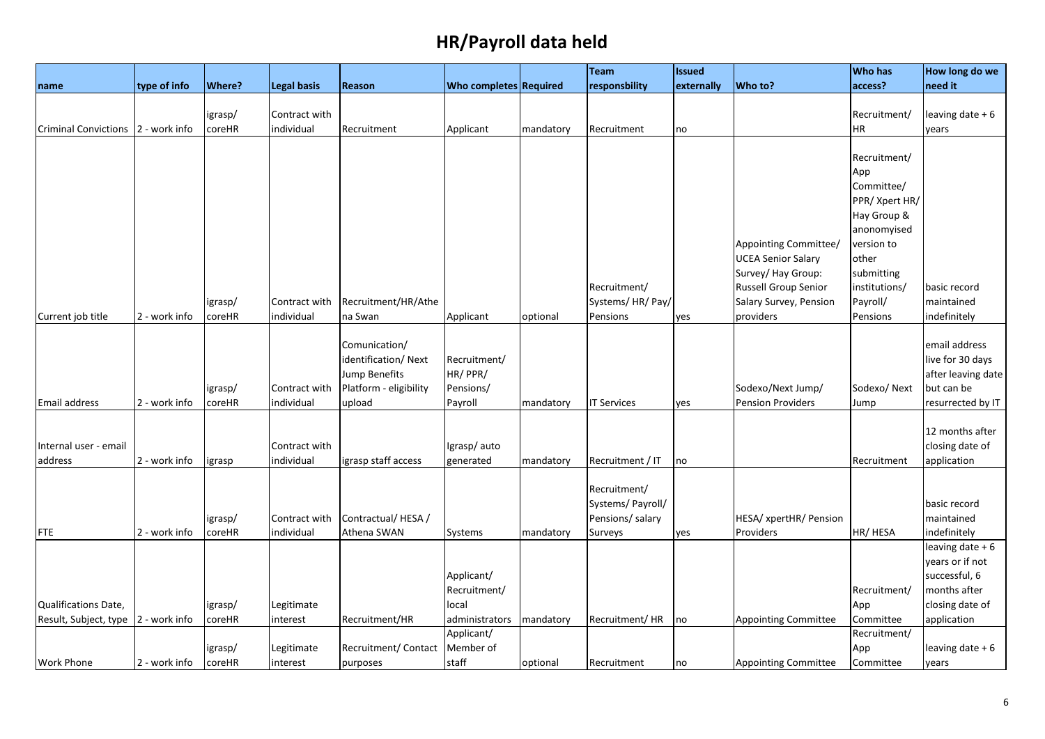# HR/Payroll data held

| name | type of info | Where? | Legal basis | Reason | Who completes | Required | Team responsbility | Issued externally | Who to? | Who has access? | How long do we need it |
|---|---|---|---|---|---|---|---|---|---|---|---|
| Criminal Convictions | 2 - work info | igrasp/ coreHR | Contract with individual | Recruitment | Applicant | mandatory | Recruitment | no | | Recruitment/ HR | leaving date + 6 years |
| Current job title | 2 - work info | igrasp/ coreHR | Contract with individual | Recruitment/HR/Athena Swan | Applicant | optional | Recruitment/ Systems/ HR/ Pay/ Pensions | yes | Appointing Committee/ UCEA Senior Salary Survey/ Hay Group: Russell Group Senior Salary Survey, Pension providers | Recruitment/ App Committee/ PPR/ Xpert HR/ Hay Group & anonomyised version to other submitting institutions/ Payroll/ Pensions | basic record maintained indefinitely |
| Email address | 2 - work info | igrasp/ coreHR | Contract with individual | Comunication/ identification/ Next Jump Benefits Platform - eligibility upload | Recruitment/ HR/ PPR/ Pensions/ Payroll | mandatory | IT Services | yes | Sodexo/Next Jump/ Pension Providers | Sodexo/ Next Jump | email address live for 30 days after leaving date but can be resurrected by IT |
| Internal user - email address | 2 - work info | igrasp | Contract with individual | igrasp staff access | Igrasp/ auto generated | mandatory | Recruitment / IT | no | | Recruitment | 12 months after closing date of application |
| FTE | 2 - work info | igrasp/ coreHR | Contract with individual | Contractual/ HESA / Athena SWAN | Systems | mandatory | Recruitment/ Systems/ Payroll/ Pensions/ salary Surveys | yes | HESA/ xpertHR/ Pension Providers | HR/ HESA | basic record maintained indefinitely |
| Qualifications Date, Result, Subject, type | 2 - work info | igrasp/ coreHR | Legitimate interest | Recruitment/HR | Applicant/ Recruitment/ local administrators | mandatory | Recruitment/ HR | no | Appointing Committee | Recruitment/ App Committee | leaving date + 6 years or if not successful, 6 months after closing date of application |
| Work Phone | 2 - work info | igrasp/ coreHR | Legitimate interest | Recruitment/ Contact purposes | Applicant/ Member of staff | optional | Recruitment | no | Appointing Committee | Recruitment/ App Committee | leaving date + 6 years |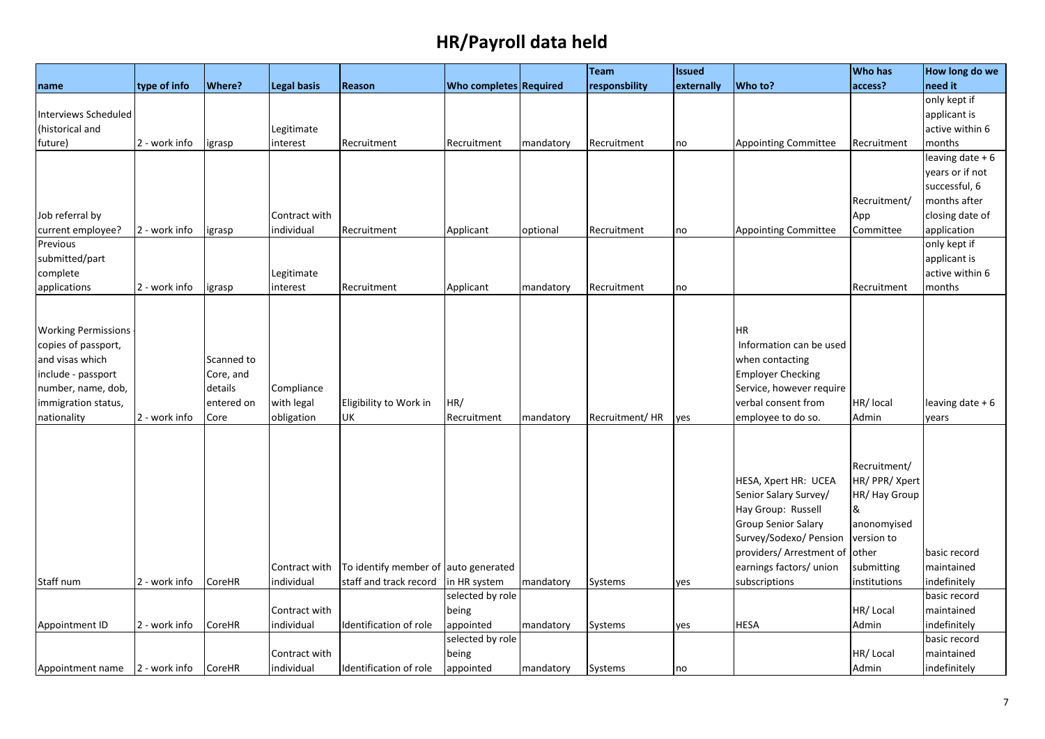# HR/Payroll data held

| name | type of info | Where? | Legal basis | Reason | Who completes | Required | Team responsbility | Issued externally | Who to? | Who has access? | How long do we need it |
|---|---|---|---|---|---|---|---|---|---|---|---|
| Interviews Scheduled (historical and future) | 2 - work info | igrasp | Legitimate interest | Recruitment | Recruitment | mandatory | Recruitment | no | Appointing Committee | Recruitment | only kept if applicant is active within 6 months |
| Job referral by current employee? | 2 - work info | igrasp | Contract with individual | Recruitment | Applicant | optional | Recruitment | no | Appointing Committee | Recruitment/ App Committee | leaving date + 6 years or if not successful, 6 months after closing date of application |
| Previous submitted/part complete applications | 2 - work info | igrasp | Legitimate interest | Recruitment | Applicant | mandatory | Recruitment | no | | Recruitment | only kept if applicant is active within 6 months |
| Working Permissions - copies of passport, and visas which include - passport number, name, dob, immigration status, nationality | 2 - work info | Scanned to Core, and details entered on Core | Compliance with legal obligation | Eligibility to Work in UK | HR/ Recruitment | mandatory | Recruitment/ HR | yes | HR Information can be used when contacting Employer Checking Service, however require verbal consent from employee to do so. | HR/ local Admin | leaving date + 6 years |
| Staff num | 2 - work info | CoreHR | Contract with individual | To identify member of staff and track record | auto generated in HR system | mandatory | Systems | yes | HESA, Xpert HR: UCEA Senior Salary Survey/ Hay Group: Russell Group Senior Salary Survey/Sodexo/ Pension providers/ Arrestment of earnings factors/ union subscriptions | Recruitment/ HR/ PPR/ Xpert HR/ Hay Group & anonomyised version to other submitting institutions | basic record maintained indefinitely |
| Appointment ID | 2 - work info | CoreHR | Contract with individual | Identification of role | selected by role being appointed | mandatory | Systems | yes | HESA | HR/ Local Admin | basic record maintained indefinitely |
| Appointment name | 2 - work info | CoreHR | Contract with individual | Identification of role | selected by role being appointed | mandatory | Systems | no | | HR/ Local Admin | basic record maintained indefinitely |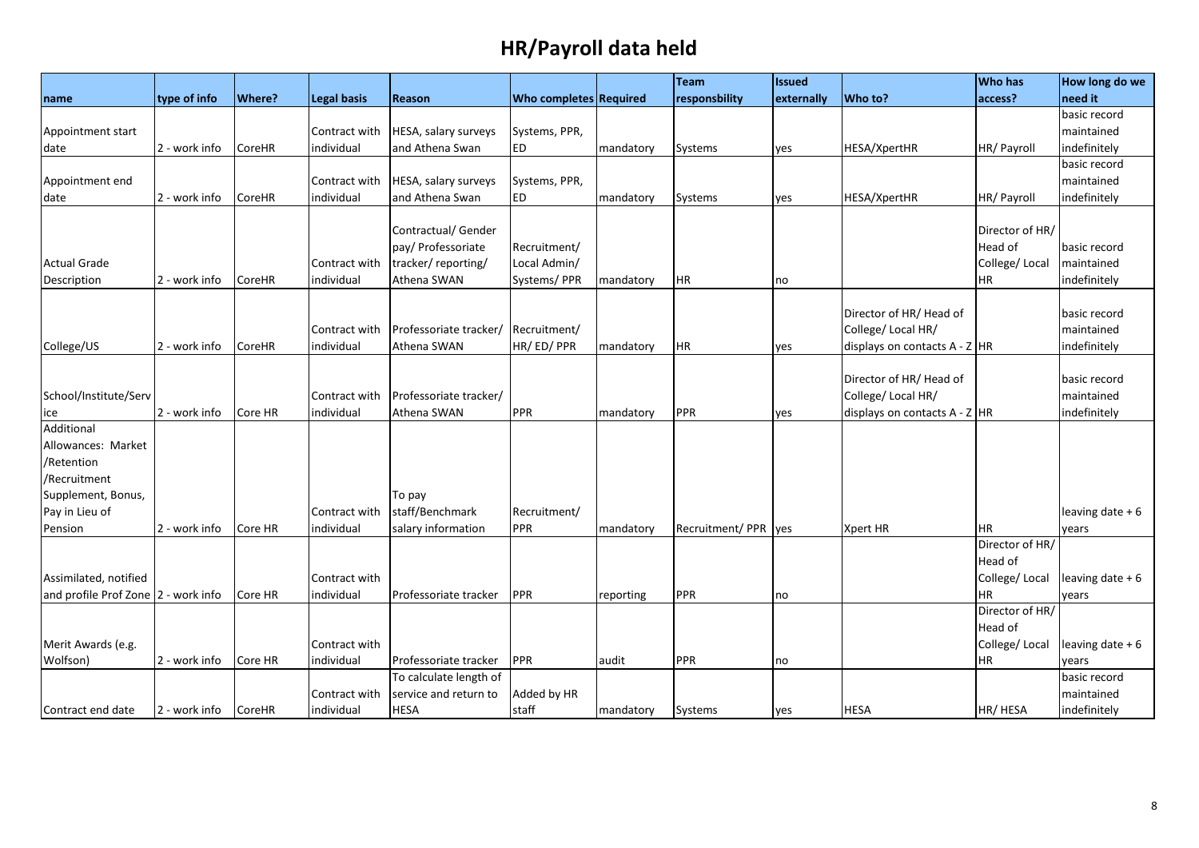# HR/Payroll data held

| name | type of info | Where? | Legal basis | Reason | Who completes | Required | Team responsbility | Issued externally | Who to? | Who has access? | How long do we need it |
|---|---|---|---|---|---|---|---|---|---|---|---|
| Appointment start date | 2 - work info | CoreHR | Contract with individual | HESA, salary surveys and Athena Swan | Systems, PPR, ED | mandatory | Systems | yes | HESA/XpertHR | HR/ Payroll | basic record maintained indefinitely |
| Appointment end date | 2 - work info | CoreHR | Contract with individual | HESA, salary surveys and Athena Swan | Systems, PPR, ED | mandatory | Systems | yes | HESA/XpertHR | HR/ Payroll | basic record maintained indefinitely |
| Actual Grade Description | 2 - work info | CoreHR | Contract with individual | Contractual/ Gender pay/ Professoriate tracker/ reporting/ Athena SWAN | Recruitment/ Local Admin/ Systems/ PPR | mandatory | HR | no | | Director of HR/ Head of College/ Local HR | basic record maintained indefinitely |
| College/US | 2 - work info | CoreHR | Contract with individual | Professoriate tracker/ Athena SWAN | Recruitment/ HR/ ED/ PPR | mandatory | HR | yes | Director of HR/ Head of College/ Local HR/ displays on contacts A - Z | HR | basic record maintained indefinitely |
| School/Institute/Service | 2 - work info | Core HR | Contract with individual | Professoriate tracker/ Athena SWAN | PPR | mandatory | PPR | yes | Director of HR/ Head of College/ Local HR/ displays on contacts A - Z | HR | basic record maintained indefinitely |
| Additional Allowances: Market /Retention /Recruitment Supplement, Bonus, Pay in Lieu of Pension | 2 - work info | Core HR | Contract with individual | To pay staff/Benchmark salary information | Recruitment/ PPR | mandatory | Recruitment/ PPR | yes | Xpert HR | HR | leaving date + 6 years |
| Assimilated, notified and profile Prof Zone | 2 - work info | Core HR | Contract with individual | Professoriate tracker | PPR | reporting | PPR | no | | Director of HR/ Head of College/ Local HR | leaving date + 6 years |
| Merit Awards (e.g. Wolfson) | 2 - work info | Core HR | Contract with individual | Professoriate tracker | PPR | audit | PPR | no | | Director of HR/ Head of College/ Local HR | leaving date + 6 years |
| Contract end date | 2 - work info | CoreHR | Contract with individual | To calculate length of service and return to HESA | Added by HR staff | mandatory | Systems | yes | HESA | HR/ HESA | basic record maintained indefinitely |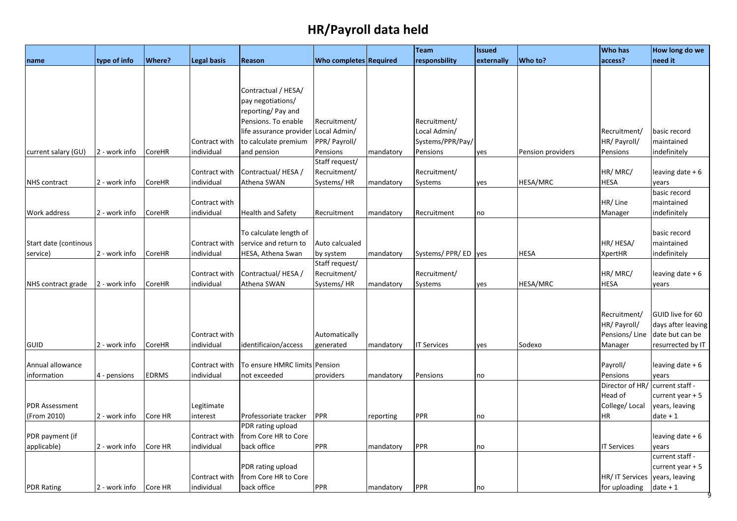# HR/Payroll data held

| name | type of info | Where? | Legal basis | Reason | Who completes | Required | Team responsbility | Issued externally | Who to? | Who has access? | How long do we need it |
|---|---|---|---|---|---|---|---|---|---|---|---|
| current salary (GU) | 2 - work info | CoreHR | Contract with individual | Contractual / HESA/ pay negotiations/ reporting/ Pay and Pensions. To enable life assurance provider to calculate premium and pension | Recruitment/ Local Admin/ PPR/ Payroll/ Pensions | mandatory | Recruitment/ Local Admin/ Systems/PPR/Pay/ Pensions | yes | Pension providers | Recruitment/ HR/ Payroll/ Pensions | basic record maintained indefinitely |
| NHS contract | 2 - work info | CoreHR | Contract with individual | Contractual/ HESA / Athena SWAN | Staff request/ Recruitment/ Systems/ HR | mandatory | Recruitment/ Systems | yes | HESA/MRC | HR/ MRC/ HESA | leaving date + 6 years |
| Work address | 2 - work info | CoreHR | Contract with individual | Health and Safety | Recruitment | mandatory | Recruitment | no | | HR/ Line Manager | basic record maintained indefinitely |
| Start date (continous service) | 2 - work info | CoreHR | Contract with individual | To calculate length of service and return to HESA, Athena Swan | Auto calcualed by system | mandatory | Systems/ PPR/ ED | yes | HESA | HR/ HESA/ XpertHR | basic record maintained indefinitely |
| NHS contract grade | 2 - work info | CoreHR | Contract with individual | Contractual/ HESA / Athena SWAN | Staff request/ Recruitment/ Systems/ HR | mandatory | Recruitment/ Systems | yes | HESA/MRC | HR/ MRC/ HESA | leaving date + 6 years |
| GUID | 2 - work info | CoreHR | Contract with individual | identificaion/access | Automatically generated | mandatory | IT Services | yes | Sodexo | Recruitment/ HR/ Payroll/ Pensions/ Line Manager | GUID live for 60 days after leaving date but can be resurrected by IT |
| Annual allowance information | 4 - pensions | EDRMS | Contract with individual | To ensure HMRC limits not exceeded | Pension providers | mandatory | Pensions | no | | Payroll/ Pensions | leaving date + 6 years |
| PDR Assessment (From 2010) | 2 - work info | Core HR | Legitimate interest | Professoriate tracker | PPR | reporting | PPR | no | | Director of HR/ Head of College/ Local HR | current staff - current year + 5 years, leaving date + 1 |
| PDR payment (if applicable) | 2 - work info | Core HR | Contract with individual | PDR rating upload from Core HR to Core back office | PPR | mandatory | PPR | no | | IT Services | leaving date + 6 years |
| PDR Rating | 2 - work info | Core HR | Contract with individual | PDR rating upload from Core HR to Core back office | PPR | mandatory | PPR | no | | HR/ IT Services for uploading | current staff - current year + 5 years, leaving date + 1 |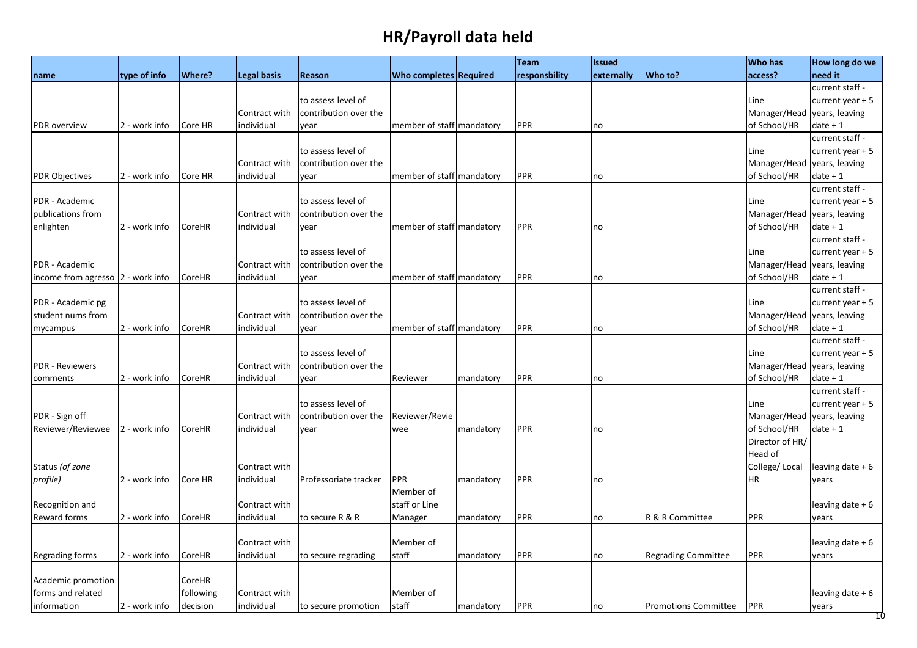# HR/Payroll data held

| name | type of info | Where? | Legal basis | Reason | Who completes | Required | Team responsbility | Issued externally | Who to? | Who has access? | How long do we need it |
|---|---|---|---|---|---|---|---|---|---|---|---|
| PDR overview | 2 - work info | Core HR | Contract with individual | to assess level of contribution over the year | member of staff | mandatory | PPR | no | | Line Manager/Head of School/HR | current staff - current year + 5 years, leaving date + 1 |
| PDR Objectives | 2 - work info | Core HR | Contract with individual | to assess level of contribution over the year | member of staff | mandatory | PPR | no | | Line Manager/Head of School/HR | current staff - current year + 5 years, leaving date + 1 |
| PDR - Academic publications from enlighten | 2 - work info | CoreHR | Contract with individual | to assess level of contribution over the year | member of staff | mandatory | PPR | no | | Line Manager/Head of School/HR | current staff - current year + 5 years, leaving date + 1 |
| PDR - Academic income from agresso | 2 - work info | CoreHR | Contract with individual | to assess level of contribution over the year | member of staff | mandatory | PPR | no | | Line Manager/Head of School/HR | current staff - current year + 5 years, leaving date + 1 |
| PDR - Academic pg student nums from mycampus | 2 - work info | CoreHR | Contract with individual | to assess level of contribution over the year | member of staff | mandatory | PPR | no | | Line Manager/Head of School/HR | current staff - current year + 5 years, leaving date + 1 |
| PDR - Reviewers comments | 2 - work info | CoreHR | Contract with individual | to assess level of contribution over the year | Reviewer | mandatory | PPR | no | | Line Manager/Head of School/HR | current staff - current year + 5 years, leaving date + 1 |
| PDR - Sign off Reviewer/Reviewee | 2 - work info | CoreHR | Contract with individual | to assess level of contribution over the year | Reviewer/Reviewee | mandatory | PPR | no | | Line Manager/Head of School/HR | current staff - current year + 5 years, leaving date + 1 |
| Status *(of zone profile)* | 2 - work info | Core HR | Contract with individual | Professoriate tracker | PPR | mandatory | PPR | no | | Director of HR/ Head of College/ Local HR | leaving date + 6 years |
| Recognition and Reward forms | 2 - work info | CoreHR | Contract with individual | to secure R & R | Member of staff or Line Manager | mandatory | PPR | no | R & R Committee | PPR | leaving date + 6 years |
| Regrading forms | 2 - work info | CoreHR | Contract with individual | to secure regrading | Member of staff | mandatory | PPR | no | Regrading Committee | PPR | leaving date + 6 years |
| Academic promotion forms and related information | 2 - work info | CoreHR following decision | Contract with individual | to secure promotion | Member of staff | mandatory | PPR | no | Promotions Committee | PPR | leaving date + 6 years |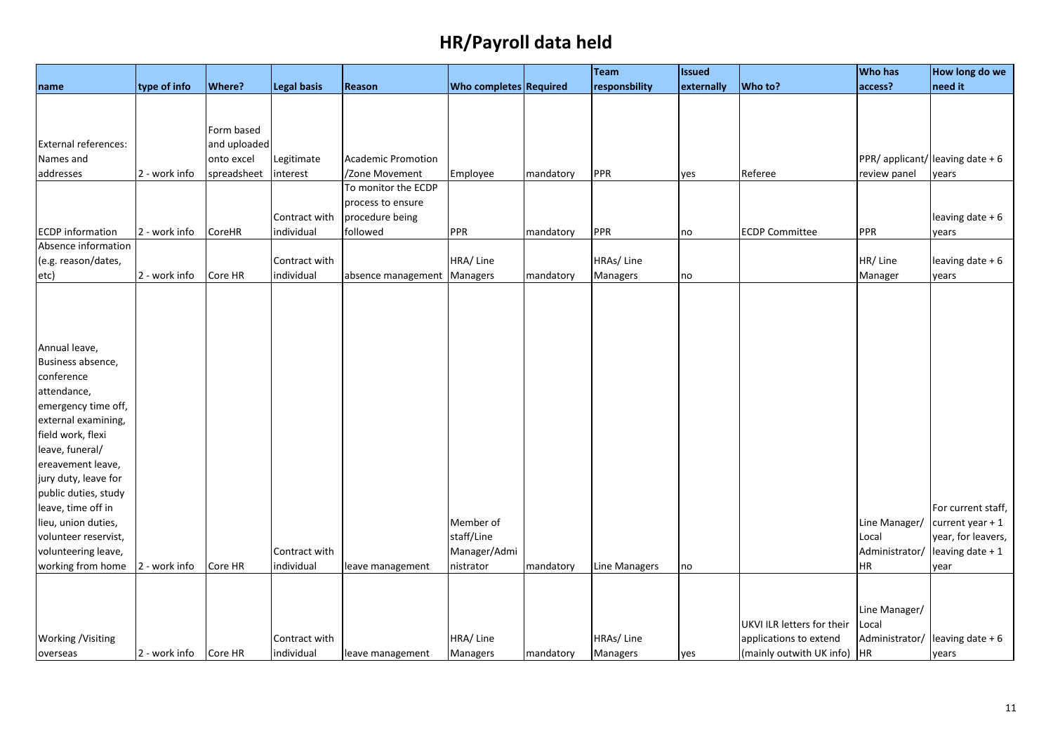# HR/Payroll data held

| name | type of info | Where? | Legal basis | Reason | Who completes | Required | Team responsbility | Issued externally | Who to? | Who has access? | How long do we need it |
|---|---|---|---|---|---|---|---|---|---|---|---|
| External references: Names and addresses | 2 - work info | Form based and uploaded onto excel spreadsheet | Legitimate interest | Academic Promotion /Zone Movement | Employee | mandatory | PPR | yes | Referee | PPR/ applicant/ review panel | leaving date + 6 years |
| ECDP information | 2 - work info | CoreHR | Contract with individual | To monitor the ECDP process to ensure procedure being followed | PPR | mandatory | PPR | no | ECDP Committee | PPR | leaving date + 6 years |
| Absence information (e.g. reason/dates, etc) | 2 - work info | Core HR | Contract with individual | absence management | HRA/ Line Managers | mandatory | HRAs/ Line Managers | no | | HR/ Line Manager | leaving date + 6 years |
| Annual leave, Business absence, conference attendance, emergency time off, external examining, field work, flexi leave, funeral/ ereavement leave, jury duty, leave for public duties, study leave, time off in lieu, union duties, volunteer reservist, volunteering leave, working from home | 2 - work info | Core HR | Contract with individual | leave management | Member of staff/Line Manager/Administrator | mandatory | Line Managers | no | | Line Manager/ Local Administrator/ HR | For current staff, current year + 1 year, for leavers, leaving date + 1 year |
| Working /Visiting overseas | 2 - work info | Core HR | Contract with individual | leave management | HRA/ Line Managers | mandatory | HRAs/ Line Managers | yes | UKVI ILR letters for their applications to extend (mainly outwith UK info) | Line Manager/ Local Administrator/ HR | leaving date + 6 years |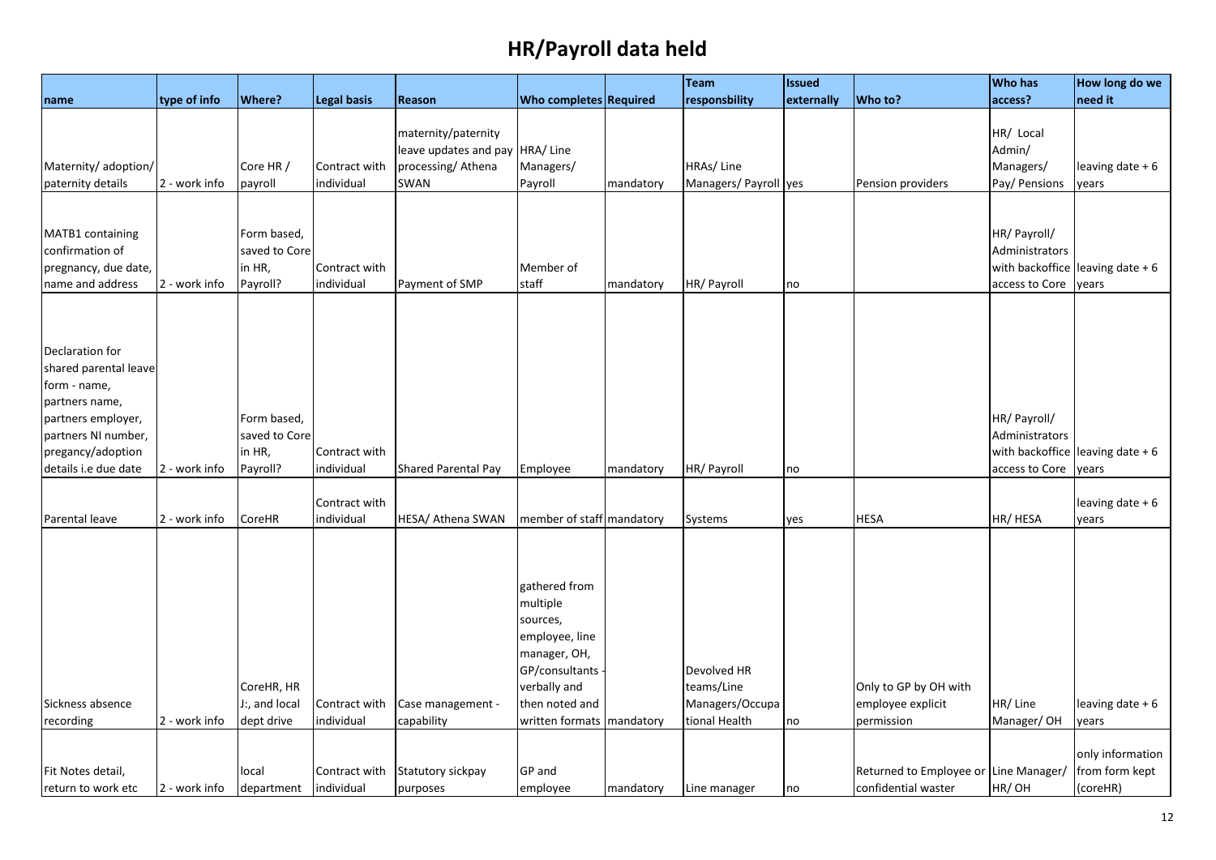# HR/Payroll data held

| name | type of info | Where? | Legal basis | Reason | Who completes | Required | Team responsbility | Issued externally | Who to? | Who has access? | How long do we need it |
|---|---|---|---|---|---|---|---|---|---|---|---|
| Maternity/ adoption/ paternity details | 2 - work info | Core HR / payroll | Contract with individual | maternity/paternity leave updates and pay processing/ Athena SWAN | HRA/ Line Managers/ Payroll | mandatory | HRAs/ Line Managers/ Payroll | yes | Pension providers | HR/ Local Admin/ Managers/ Pay/ Pensions | leaving date + 6 years |
| MATB1 containing confirmation of pregnancy, due date, name and address | 2 - work info | Form based, saved to Core in HR, Payroll? | Contract with individual | Payment of SMP | Member of staff | mandatory | HR/ Payroll | no | | HR/ Payroll/ Administrators with backoffice access to Core | leaving date + 6 years |
| Declaration for shared parental leave form - name, partners name, partners employer, partners NI number, pregancy/adoption details i.e due date | 2 - work info | Form based, saved to Core in HR, Payroll? | Contract with individual | Shared Parental Pay | Employee | mandatory | HR/ Payroll | no | | HR/ Payroll/ Administrators with backoffice access to Core | leaving date + 6 years |
| Parental leave | 2 - work info | CoreHR | Contract with individual | HESA/ Athena SWAN | member of staff | mandatory | Systems | yes | HESA | HR/ HESA | leaving date + 6 years |
| Sickness absence recording | 2 - work info | CoreHR, HR J:, and local dept drive | Contract with individual | Case management - capability | gathered from multiple sources, employee, line manager, OH, GP/consultants - verbally and then noted and written formats | mandatory | Devolved HR teams/Line Managers/Occupational Health | no | Only to GP by OH with employee explicit permission | HR/ Line Manager/ OH | leaving date + 6 years |
| Fit Notes detail, return to work etc | 2 - work info | local department | Contract with individual | Statutory sickpay purposes | GP and employee | mandatory | Line manager | no | Returned to Employee or confidential waster | Line Manager/ HR/ OH | only information from form kept (coreHR) |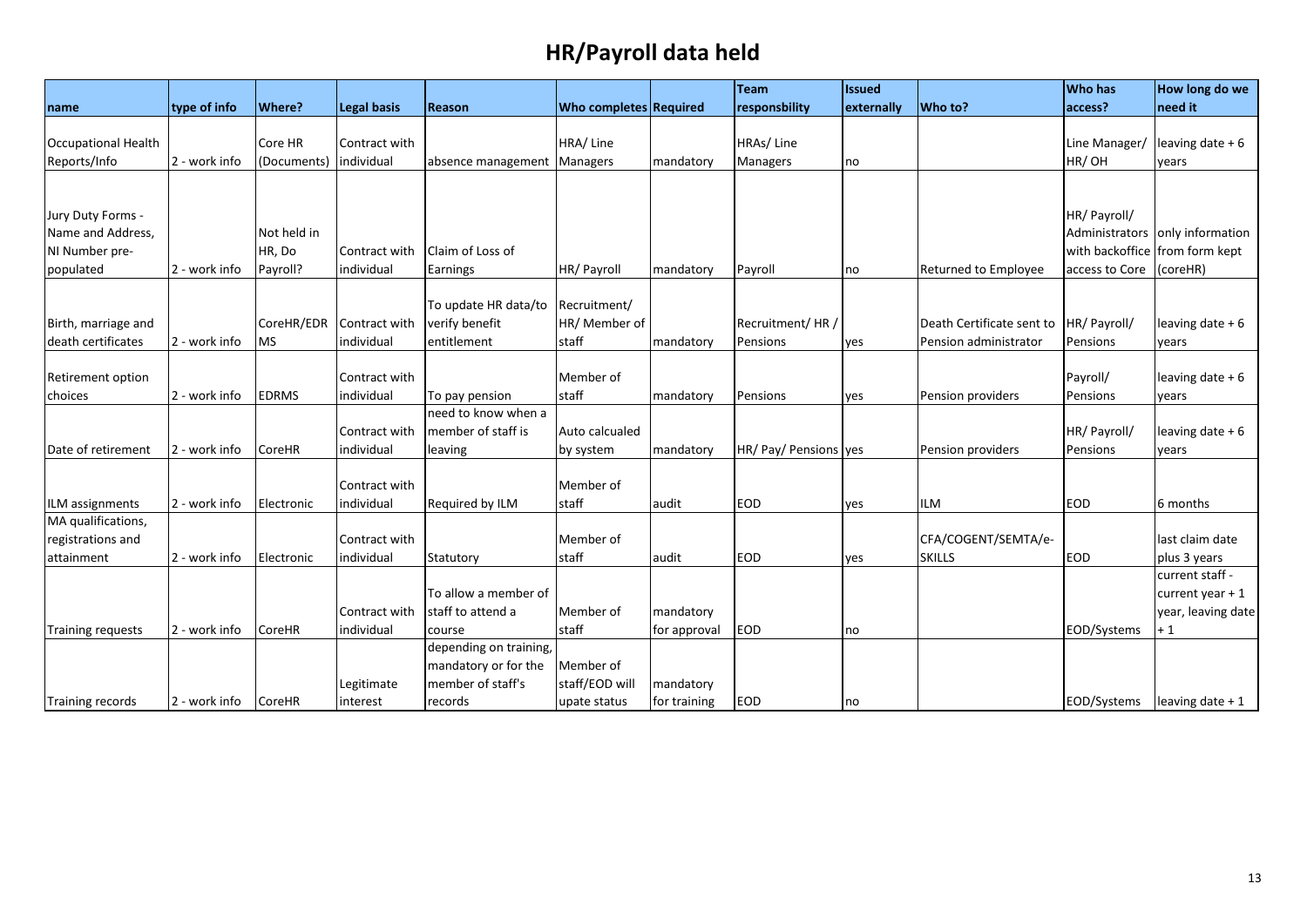# HR/Payroll data held

| name | type of info | Where? | Legal basis | Reason | Who completes | Required | Team responsbility | Issued externally | Who to? | Who has access? | How long do we need it |
|---|---|---|---|---|---|---|---|---|---|---|---|
| Occupational Health Reports/Info | 2 - work info | Core HR (Documents) | Contract with individual | absence management | HRA/ Line Managers | mandatory | HRAs/ Line Managers | no | | Line Manager/ HR/ OH | leaving date + 6 years |
| Jury Duty Forms - Name and Address, NI Number pre-populated | 2 - work info | Not held in HR, Do Payroll? | Contract with individual | Claim of Loss of Earnings | HR/ Payroll | mandatory | Payroll | no | Returned to Employee | HR/ Payroll/ Administrators with backoffice access to Core | only information from form kept (coreHR) |
| Birth, marriage and death certificates | 2 - work info | CoreHR/EDRMS | Contract with individual | To update HR data/to verify benefit entitlement | Recruitment/ HR/ Member of staff | mandatory | Recruitment/ HR / Pensions | yes | Death Certificate sent to Pension administrator | HR/ Payroll/ Pensions | leaving date + 6 years |
| Retirement option choices | 2 - work info | EDRMS | Contract with individual | To pay pension | Member of staff | mandatory | Pensions | yes | Pension providers | Payroll/ Pensions | leaving date + 6 years |
| Date of retirement | 2 - work info | CoreHR | Contract with individual | need to know when a member of staff is leaving | Auto calcualed by system | mandatory | HR/ Pay/ Pensions | yes | Pension providers | HR/ Payroll/ Pensions | leaving date + 6 years |
| ILM assignments | 2 - work info | Electronic | Contract with individual | Required by ILM | Member of staff | audit | EOD | yes | ILM | EOD | 6 months |
| MA qualifications, registrations and attainment | 2 - work info | Electronic | Contract with individual | Statutory | Member of staff | audit | EOD | yes | CFA/COGENT/SEMTA/e-SKILLS | EOD | last claim date plus 3 years |
| Training requests | 2 - work info | CoreHR | Contract with individual | To allow a member of staff to attend a course | Member of staff | mandatory for approval | EOD | no | | EOD/Systems | current staff - current year + 1 year, leaving date + 1 |
| Training records | 2 - work info | CoreHR | Legitimate interest | depending on training, mandatory or for the member of staff's records | Member of staff/EOD will upate status | mandatory for training | EOD | no | | EOD/Systems | leaving date + 1 |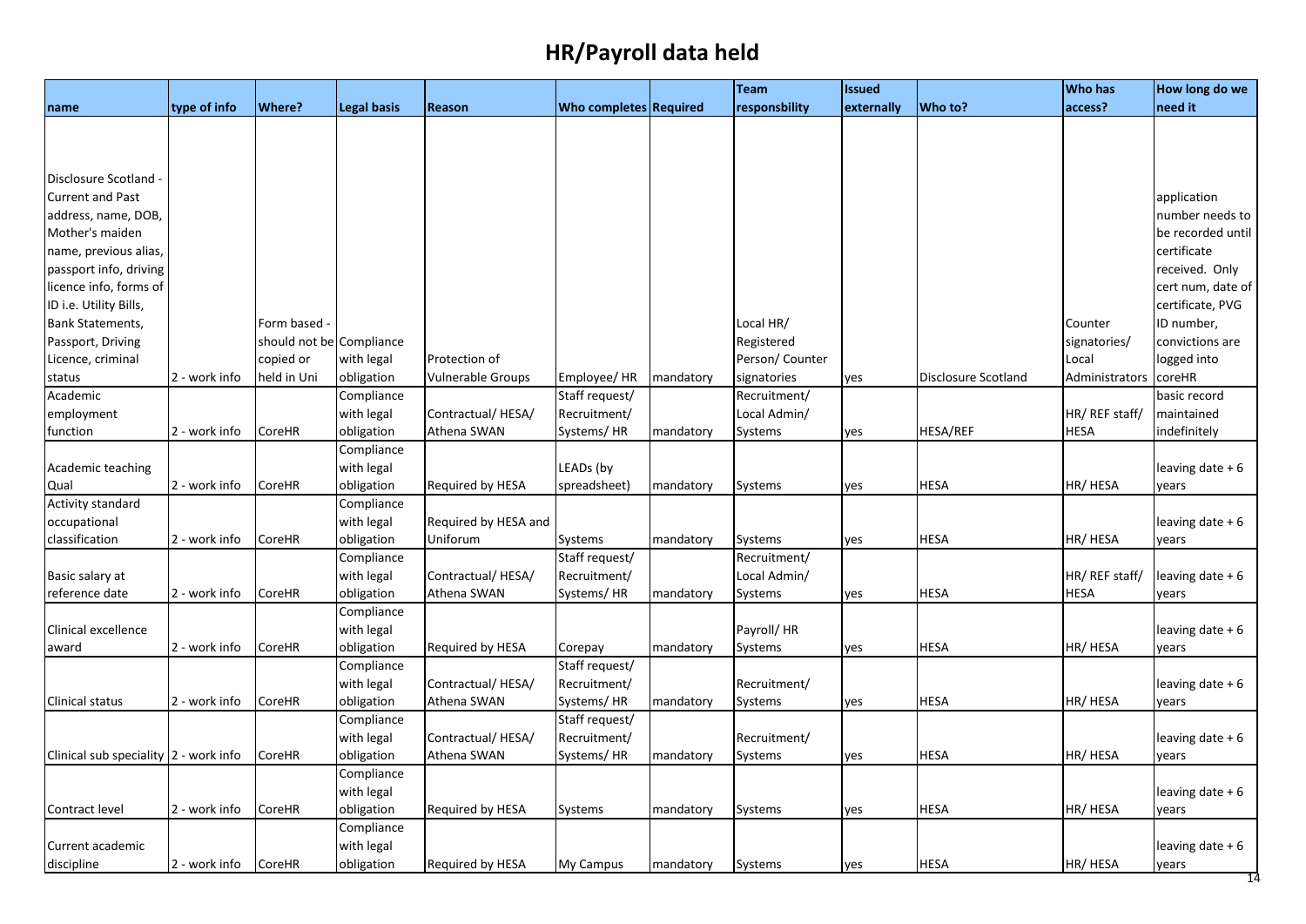# HR/Payroll data held

| name | type of info | Where? | Legal basis | Reason | Who completes | Required | Team responsbility | Issued externally | Who to? | Who has access? | How long do we need it |
|---|---|---|---|---|---|---|---|---|---|---|---|
| Disclosure Scotland - Current and Past address, name, DOB, Mother's maiden name, previous alias, passport info, driving licence info, forms of ID i.e. Utility Bills, Bank Statements, Passport, Driving Licence, criminal status | 2 - work info | Form based - should not be copied or held in Uni | Compliance with legal obligation | Protection of Vulnerable Groups | Employee/ HR | mandatory | Local HR/ Registered Person/ Counter signatories | yes | Disclosure Scotland | Counter signatories/ Local Administrators | application number needs to be recorded until certificate received. Only cert num, date of certificate, PVG ID number, convictions are logged into coreHR |
| Academic employment function | 2 - work info | CoreHR | Compliance with legal obligation | Contractual/ HESA/ Athena SWAN | Staff request/ Recruitment/ Systems/ HR | mandatory | Recruitment/ Local Admin/ Systems | yes | HESA/REF | HR/ REF staff/ HESA | basic record maintained indefinitely |
| Academic teaching Qual | 2 - work info | CoreHR | Compliance with legal obligation | Required by HESA | LEADs (by spreadsheet) | mandatory | Systems | yes | HESA | HR/ HESA | leaving date + 6 years |
| Activity standard occupational classification | 2 - work info | CoreHR | Compliance with legal obligation | Required by HESA and Uniforum | Systems | mandatory | Systems | yes | HESA | HR/ HESA | leaving date + 6 years |
| Basic salary at reference date | 2 - work info | CoreHR | Compliance with legal obligation | Contractual/ HESA/ Athena SWAN | Staff request/ Recruitment/ Systems/ HR | mandatory | Recruitment/ Local Admin/ Systems | yes | HESA | HR/ REF staff/ HESA | leaving date + 6 years |
| Clinical excellence award | 2 - work info | CoreHR | Compliance with legal obligation | Required by HESA | Corepay | mandatory | Payroll/ HR Systems | yes | HESA | HR/ HESA | leaving date + 6 years |
| Clinical status | 2 - work info | CoreHR | Compliance with legal obligation | Contractual/ HESA/ Athena SWAN | Staff request/ Recruitment/ Systems/ HR | mandatory | Recruitment/ Systems | yes | HESA | HR/ HESA | leaving date + 6 years |
| Clinical sub speciality | 2 - work info | CoreHR | Compliance with legal obligation | Contractual/ HESA/ Athena SWAN | Staff request/ Recruitment/ Systems/ HR | mandatory | Recruitment/ Systems | yes | HESA | HR/ HESA | leaving date + 6 years |
| Contract level | 2 - work info | CoreHR | Compliance with legal obligation | Required by HESA | Systems | mandatory | Systems | yes | HESA | HR/ HESA | leaving date + 6 years |
| Current academic discipline | 2 - work info | CoreHR | Compliance with legal obligation | Required by HESA | My Campus | mandatory | Systems | yes | HESA | HR/ HESA | leaving date + 6 years |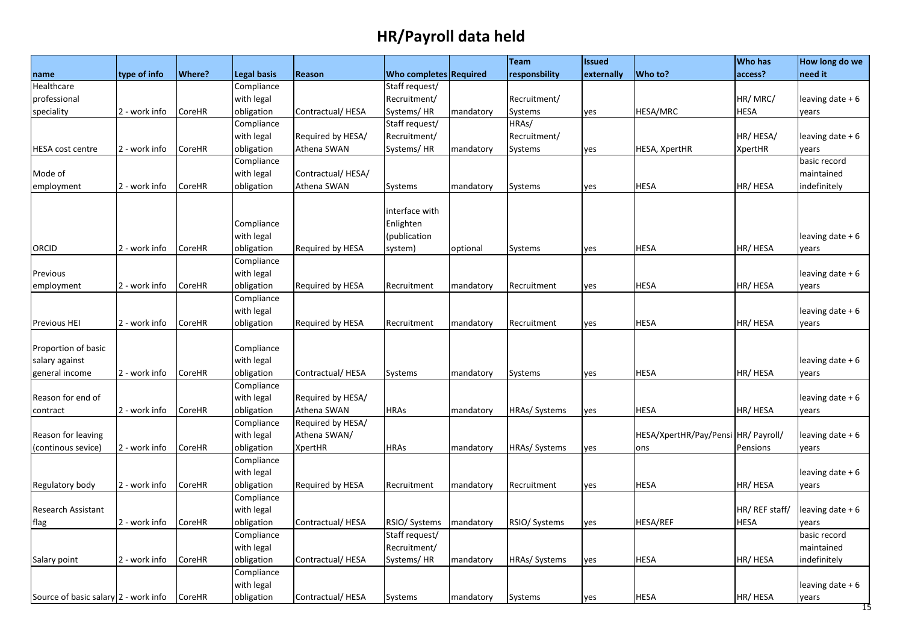# HR/Payroll data held

| name | type of info | Where? | Legal basis | Reason | Who completes | Required | Team responsbility | Issued externally | Who to? | Who has access? | How long do we need it |
|---|---|---|---|---|---|---|---|---|---|---|---|
| Healthcare professional speciality | 2 - work info | CoreHR | Compliance with legal obligation | Contractual/ HESA | Staff request/ Recruitment/ Systems/ HR | mandatory | Recruitment/ Systems | yes | HESA/MRC | HR/ MRC/ HESA | leaving date + 6 years |
| HESA cost centre | 2 - work info | CoreHR | Compliance with legal obligation | Required by HESA/ Athena SWAN | Staff request/ Recruitment/ Systems/ HR | mandatory | HRAs/ Recruitment/ Systems | yes | HESA, XpertHR | HR/ HESA/ XpertHR | leaving date + 6 years |
| Mode of employment | 2 - work info | CoreHR | Compliance with legal obligation | Contractual/ HESA/ Athena SWAN | Systems | mandatory | Systems | yes | HESA | HR/ HESA | basic record maintained indefinitely |
| ORCID | 2 - work info | CoreHR | Compliance with legal obligation | Required by HESA | interface with Enlighten (publication system) | optional | Systems | yes | HESA | HR/ HESA | leaving date + 6 years |
| Previous employment | 2 - work info | CoreHR | Compliance with legal obligation | Required by HESA | Recruitment | mandatory | Recruitment | yes | HESA | HR/ HESA | leaving date + 6 years |
| Previous HEI | 2 - work info | CoreHR | Compliance with legal obligation | Required by HESA | Recruitment | mandatory | Recruitment | yes | HESA | HR/ HESA | leaving date + 6 years |
| Proportion of basic salary against general income | 2 - work info | CoreHR | Compliance with legal obligation | Contractual/ HESA | Systems | mandatory | Systems | yes | HESA | HR/ HESA | leaving date + 6 years |
| Reason for end of contract | 2 - work info | CoreHR | Compliance with legal obligation | Required by HESA/ Athena SWAN | HRAs | mandatory | HRAs/ Systems | yes | HESA | HR/ HESA | leaving date + 6 years |
| Reason for leaving (continous sevice) | 2 - work info | CoreHR | Compliance with legal obligation | Required by HESA/ Athena SWAN/ XpertHR | HRAs | mandatory | HRAs/ Systems | yes | HESA/XpertHR/Pay/Pensions | HR/ Payroll/ Pensions | leaving date + 6 years |
| Regulatory body | 2 - work info | CoreHR | Compliance with legal obligation | Required by HESA | Recruitment | mandatory | Recruitment | yes | HESA | HR/ HESA | leaving date + 6 years |
| Research Assistant flag | 2 - work info | CoreHR | Compliance with legal obligation | Contractual/ HESA | RSIO/ Systems | mandatory | RSIO/ Systems | yes | HESA/REF | HR/ REF staff/ HESA | leaving date + 6 years |
| Salary point | 2 - work info | CoreHR | Compliance with legal obligation | Contractual/ HESA | Staff request/ Recruitment/ Systems/ HR | mandatory | HRAs/ Systems | yes | HESA | HR/ HESA | basic record maintained indefinitely |
| Source of basic salary | 2 - work info | CoreHR | Compliance with legal obligation | Contractual/ HESA | Systems | mandatory | Systems | yes | HESA | HR/ HESA | leaving date + 6 years |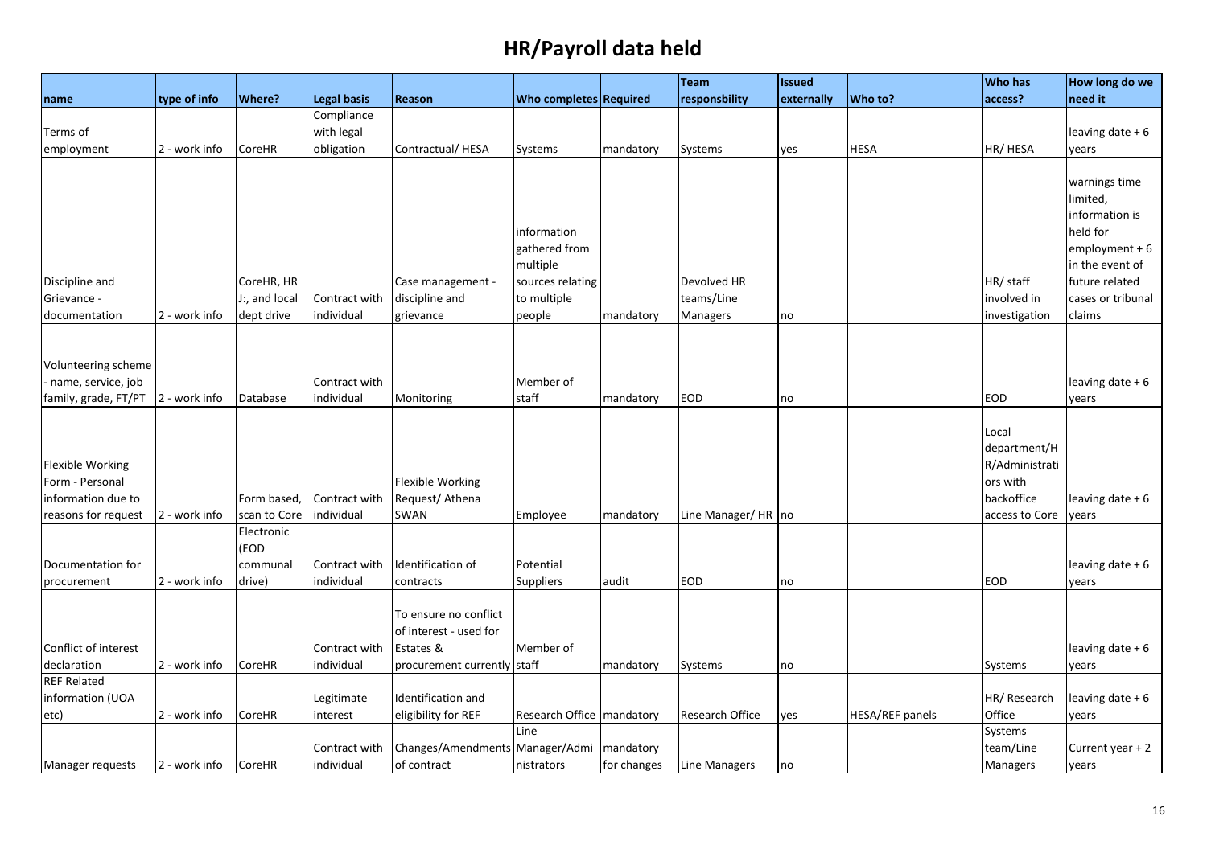# HR/Payroll data held

| name | type of info | Where? | Legal basis | Reason | Who completes | Required | Team responsbility | Issued externally | Who to? | Who has access? | How long do we need it |
|---|---|---|---|---|---|---|---|---|---|---|---|
| Terms of employment | 2 - work info | CoreHR | Compliance with legal obligation | Contractual/ HESA | Systems | mandatory | Systems | yes | HESA | HR/ HESA | leaving date + 6 years |
| Discipline and Grievance - documentation | 2 - work info | CoreHR, HR J:, and local dept drive | Contract with individual | Case management - discipline and grievance | information gathered from multiple sources relating to multiple people | mandatory | Devolved HR teams/Line Managers | no | | HR/ staff involved in investigation | warnings time limited, information is held for employment + 6 in the event of future related cases or tribunal claims |
| Volunteering scheme - name, service, job family, grade, FT/PT | 2 - work info | Database | Contract with individual | Monitoring | Member of staff | mandatory | EOD | no | | EOD | leaving date + 6 years |
| Flexible Working Form - Personal information due to reasons for request | 2 - work info | Form based, scan to Core | Contract with individual | Flexible Working Request/ Athena SWAN | Employee | mandatory | Line Manager/ HR | no | | Local department/HR/Administrators with backoffice access to Core | leaving date + 6 years |
| Documentation for procurement | 2 - work info | Electronic (EOD communal drive) | Contract with individual | Identification of contracts | Potential Suppliers | audit | EOD | no | | EOD | leaving date + 6 years |
| Conflict of interest declaration | 2 - work info | CoreHR | Contract with individual | To ensure no conflict of interest - used for Estates & procurement currently | Member of staff | mandatory | Systems | no | | Systems | leaving date + 6 years |
| REF Related information (UOA etc) | 2 - work info | CoreHR | Legitimate interest | Identification and eligibility for REF | Research Office | mandatory | Research Office | yes | HESA/REF panels | HR/ Research Office | leaving date + 6 years |
| Manager requests | 2 - work info | CoreHR | Contract with individual | Changes/Amendments of contract | Line Manager/Administrators | mandatory for changes | Line Managers | no | | Systems team/Line Managers | Current year + 2 years |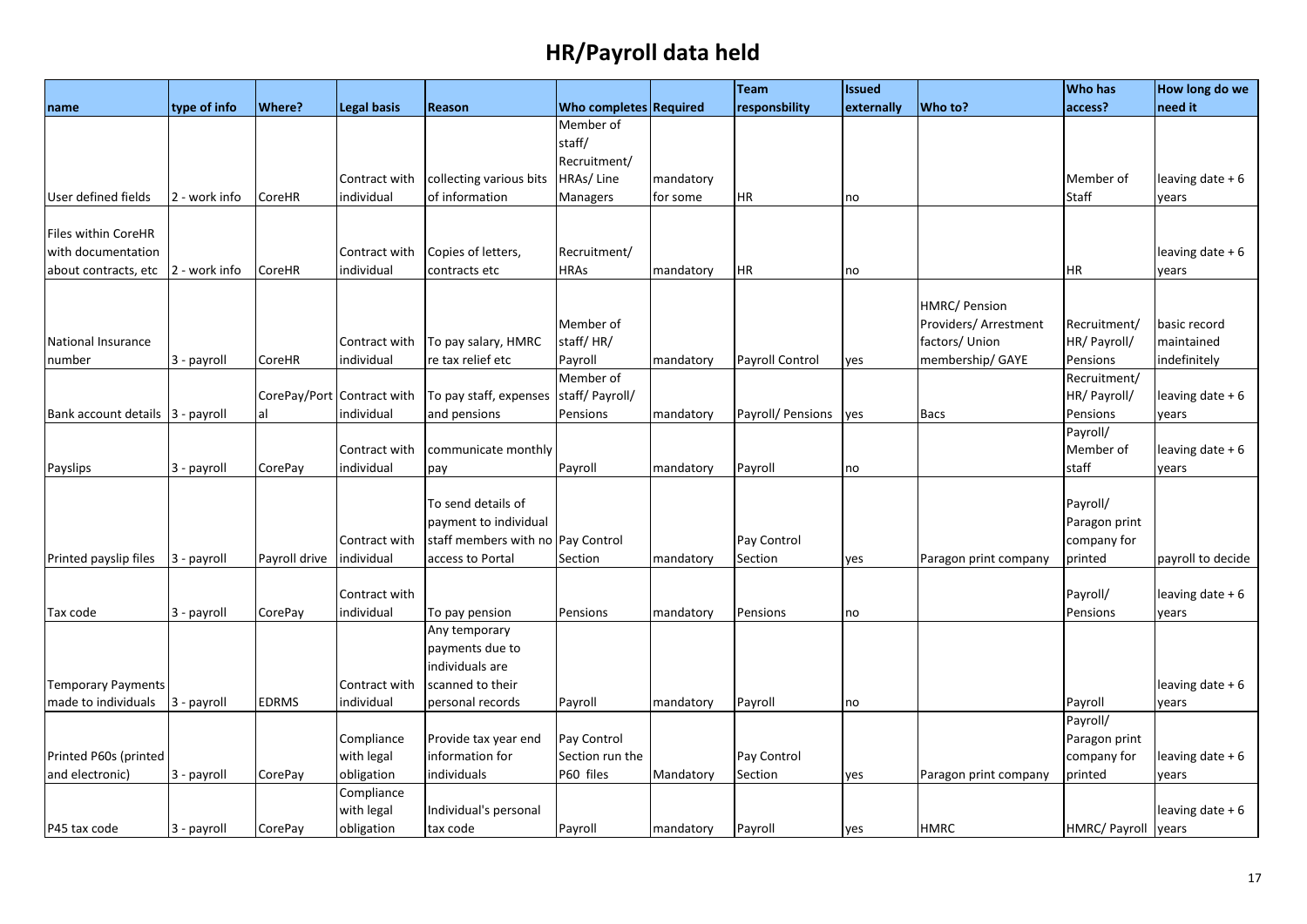# HR/Payroll data held

| name | type of info | Where? | Legal basis | Reason | Who completes | Required | Team responsbility | Issued externally | Who to? | Who has access? | How long do we need it |
|---|---|---|---|---|---|---|---|---|---|---|---|
| User defined fields | 2 - work info | CoreHR | Contract with individual | collecting various bits of information | Member of staff/ Recruitment/ HRAs/ Line Managers | mandatory for some | HR | no | | Member of Staff | leaving date + 6 years |
| Files within CoreHR with documentation about contracts, etc | 2 - work info | CoreHR | Contract with individual | Copies of letters, contracts etc | Recruitment/ HRAs | mandatory | HR | no | | HR | leaving date + 6 years |
| National Insurance number | 3 - payroll | CoreHR | Contract with individual | To pay salary, HMRC re tax relief etc | Member of staff/ HR/ Payroll | mandatory | Payroll Control | yes | HMRC/ Pension Providers/ Arrestment factors/ Union membership/ GAYE | Recruitment/ HR/ Payroll/ Pensions | basic record maintained indefinitely |
| Bank account details | 3 - payroll | CorePay/Portal | Contract with individual | To pay staff, expenses and pensions | Member of staff/ Payroll/ Pensions | mandatory | Payroll/ Pensions | yes | Bacs | Recruitment/ HR/ Payroll/ Pensions | leaving date + 6 years |
| Payslips | 3 - payroll | CorePay | Contract with individual | communicate monthly pay | Payroll | mandatory | Payroll | no | | Payroll/ Member of staff | leaving date + 6 years |
| Printed payslip files | 3 - payroll | Payroll drive | Contract with individual | To send details of payment to individual staff members with no access to Portal | Pay Control Section | mandatory | Pay Control Section | yes | Paragon print company | Payroll/ Paragon print company for printed | payroll to decide |
| Tax code | 3 - payroll | CorePay | Contract with individual | To pay pension | Pensions | mandatory | Pensions | no | | Payroll/ Pensions | leaving date + 6 years |
| Temporary Payments made to individuals | 3 - payroll | EDRMS | Contract with individual | Any temporary payments due to individuals are scanned to their personal records | Payroll | mandatory | Payroll | no | | Payroll | leaving date + 6 years |
| Printed P60s (printed and electronic) | 3 - payroll | CorePay | Compliance with legal obligation | Provide tax year end information for individuals | Pay Control Section run the P60 files | Mandatory | Pay Control Section | yes | Paragon print company | Payroll/ Paragon print company for printed | leaving date + 6 years |
| P45 tax code | 3 - payroll | CorePay | Compliance with legal obligation | Individual's personal tax code | Payroll | mandatory | Payroll | yes | HMRC | HMRC/ Payroll | leaving date + 6 years |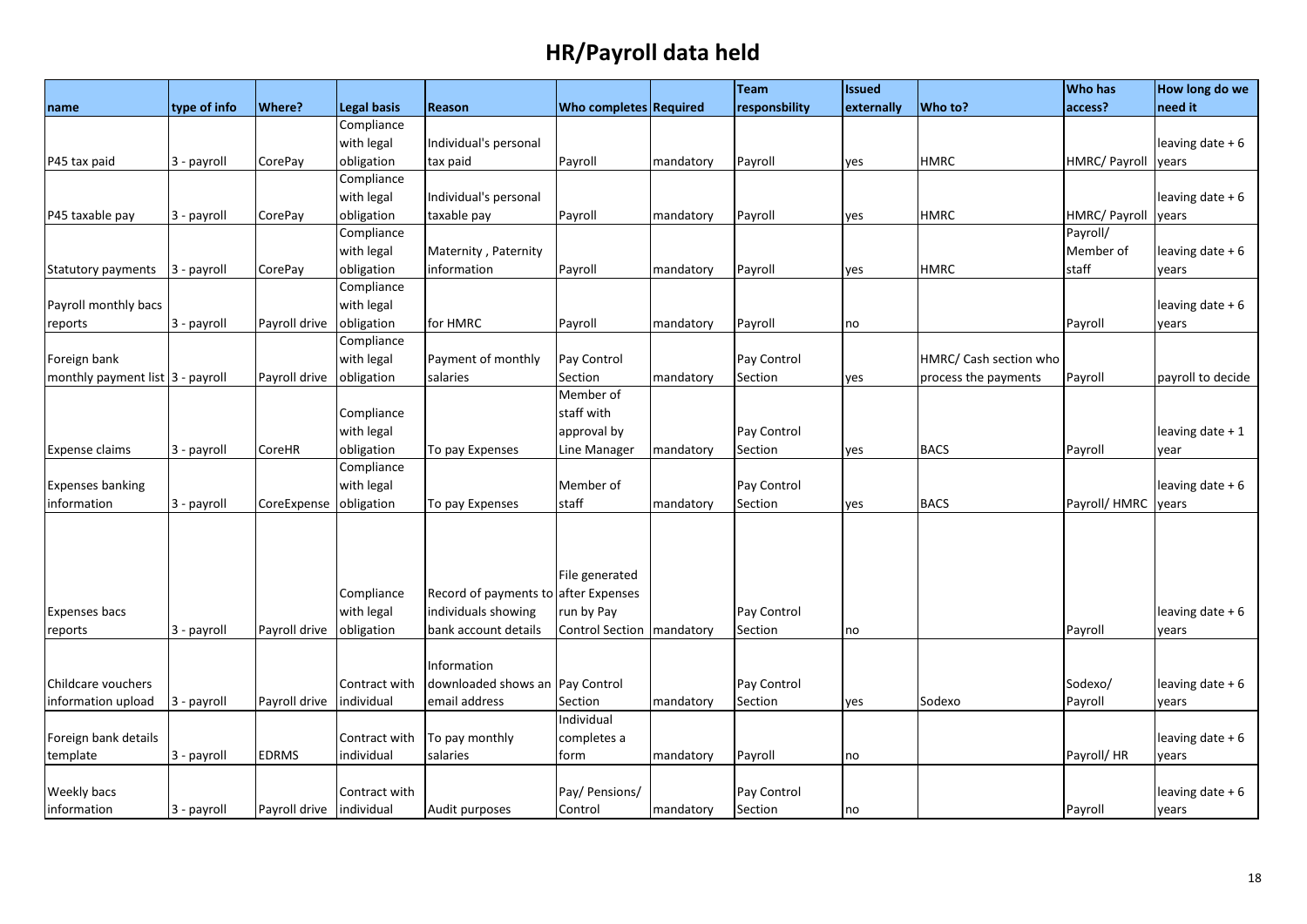# HR/Payroll data held

| name | type of info | Where? | Legal basis | Reason | Who completes | Required | Team responsbility | Issued externally | Who to? | Who has access? | How long do we need it |
|---|---|---|---|---|---|---|---|---|---|---|---|
| P45 tax paid | 3 - payroll | CorePay | Compliance with legal obligation | Individual's personal tax paid | Payroll | mandatory | Payroll | yes | HMRC | HMRC/ Payroll | leaving date + 6 years |
| P45 taxable pay | 3 - payroll | CorePay | Compliance with legal obligation | Individual's personal taxable pay | Payroll | mandatory | Payroll | yes | HMRC | HMRC/ Payroll | leaving date + 6 years |
| Statutory payments | 3 - payroll | CorePay | Compliance with legal obligation | Maternity , Paternity information | Payroll | mandatory | Payroll | yes | HMRC | Payroll/ Member of staff | leaving date + 6 years |
| Payroll monthly bacs reports | 3 - payroll | Payroll drive | Compliance with legal obligation | for HMRC | Payroll | mandatory | Payroll | no | | Payroll | leaving date + 6 years |
| Foreign bank monthly payment list | 3 - payroll | Payroll drive | Compliance with legal obligation | Payment of monthly salaries | Pay Control Section | mandatory | Pay Control Section | yes | HMRC/ Cash section who process the payments | Payroll | payroll to decide |
| Expense claims | 3 - payroll | CoreHR | Compliance with legal obligation | To pay Expenses | Member of staff with approval by Line Manager | mandatory | Pay Control Section | yes | BACS | Payroll | leaving date + 1 year |
| Expenses banking information | 3 - payroll | CoreExpense | Compliance with legal obligation | To pay Expenses | Member of staff | mandatory | Pay Control Section | yes | BACS | Payroll/ HMRC | leaving date + 6 years |
| Expenses bacs reports | 3 - payroll | Payroll drive | Compliance with legal obligation | Record of payments to individuals showing bank account details | File generated after Expenses run by Pay Control Section | mandatory | Pay Control Section | no | | Payroll | leaving date + 6 years |
| Childcare vouchers information upload | 3 - payroll | Payroll drive | Contract with individual | Information downloaded shows an email address | Pay Control Section | mandatory | Pay Control Section | yes | Sodexo | Sodexo/ Payroll | leaving date + 6 years |
| Foreign bank details template | 3 - payroll | EDRMS | Contract with individual | To pay monthly salaries | Individual completes a form | mandatory | Payroll | no | | Payroll/ HR | leaving date + 6 years |
| Weekly bacs information | 3 - payroll | Payroll drive | Contract with individual | Audit purposes | Pay/ Pensions/ Control | mandatory | Pay Control Section | no | | Payroll | leaving date + 6 years |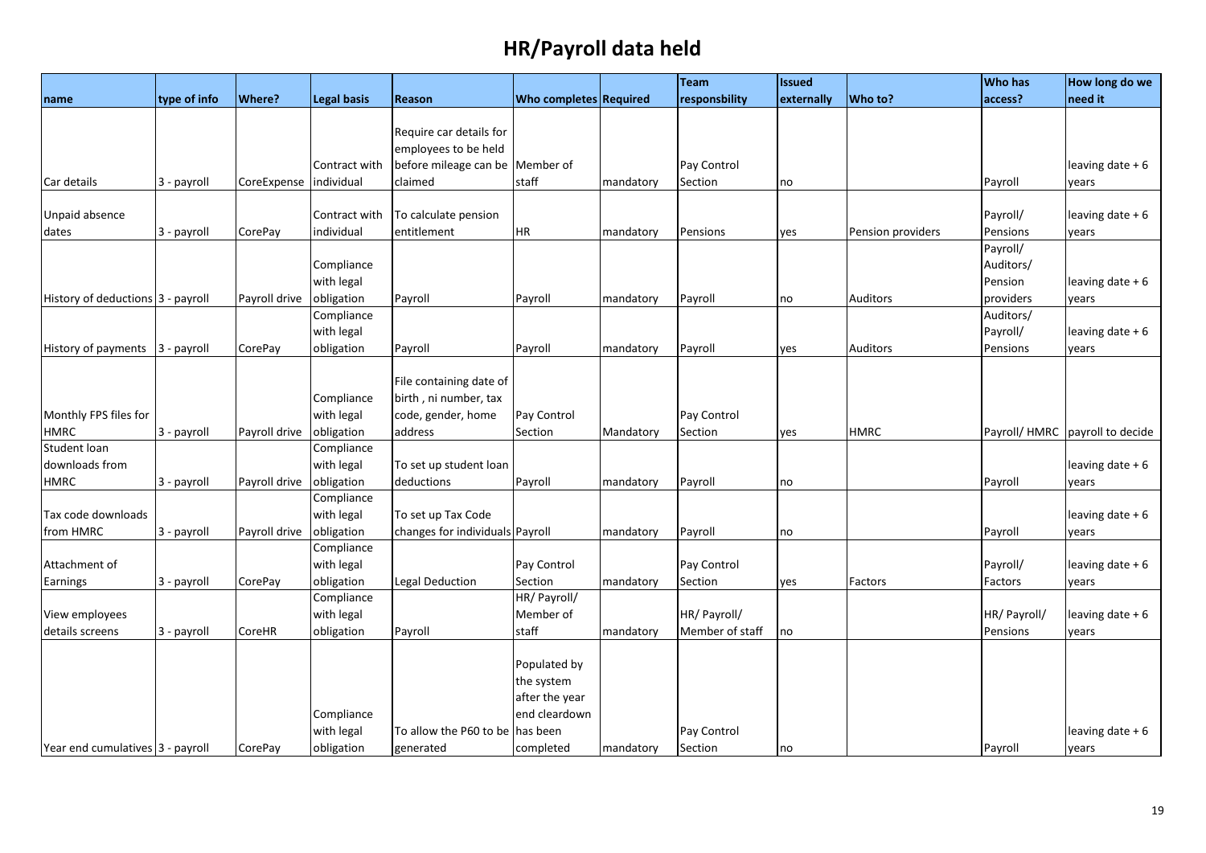# HR/Payroll data held

| name | type of info | Where? | Legal basis | Reason | Who completes | Required | Team responsbility | Issued externally | Who to? | Who has access? | How long do we need it |
|---|---|---|---|---|---|---|---|---|---|---|---|
| Car details | 3 - payroll | CoreExpense | Contract with individual | Require car details for employees to be held before mileage can be claimed | Member of staff | mandatory | Pay Control Section | no | | Payroll | leaving date + 6 years |
| Unpaid absence dates | 3 - payroll | CorePay | Contract with individual | To calculate pension entitlement | HR | mandatory | Pensions | yes | Pension providers | Payroll/ Pensions | leaving date + 6 years |
| History of deductions | 3 - payroll | Payroll drive | Compliance with legal obligation | Payroll | Payroll | mandatory | Payroll | no | Auditors | Payroll/ Auditors/ Pension providers | leaving date + 6 years |
| History of payments | 3 - payroll | CorePay | Compliance with legal obligation | Payroll | Payroll | mandatory | Payroll | yes | Auditors | Auditors/ Payroll/ Pensions | leaving date + 6 years |
| Monthly FPS files for HMRC | 3 - payroll | Payroll drive | Compliance with legal obligation | File containing date of birth , ni number, tax code, gender, home address | Pay Control Section | Mandatory | Pay Control Section | yes | HMRC | Payroll/ HMRC | payroll to decide |
| Student loan downloads from HMRC | 3 - payroll | Payroll drive | Compliance with legal obligation | To set up student loan deductions | Payroll | mandatory | Payroll | no | | Payroll | leaving date + 6 years |
| Tax code downloads from HMRC | 3 - payroll | Payroll drive | Compliance with legal obligation | To set up Tax Code changes for individuals | Payroll | mandatory | Payroll | no | | Payroll | leaving date + 6 years |
| Attachment of Earnings | 3 - payroll | CorePay | Compliance with legal obligation | Legal Deduction | Pay Control Section | mandatory | Pay Control Section | yes | Factors | Payroll/ Factors | leaving date + 6 years |
| View employees details screens | 3 - payroll | CoreHR | Compliance with legal obligation | Payroll | HR/ Payroll/ Member of staff | mandatory | HR/ Payroll/ Member of staff | no | | HR/ Payroll/ Pensions | leaving date + 6 years |
| Year end cumulatives | 3 - payroll | CorePay | Compliance with legal obligation | To allow the P60 to be generated | Populated by the system after the year end cleardown has been completed | mandatory | Pay Control Section | no | | Payroll | leaving date + 6 years |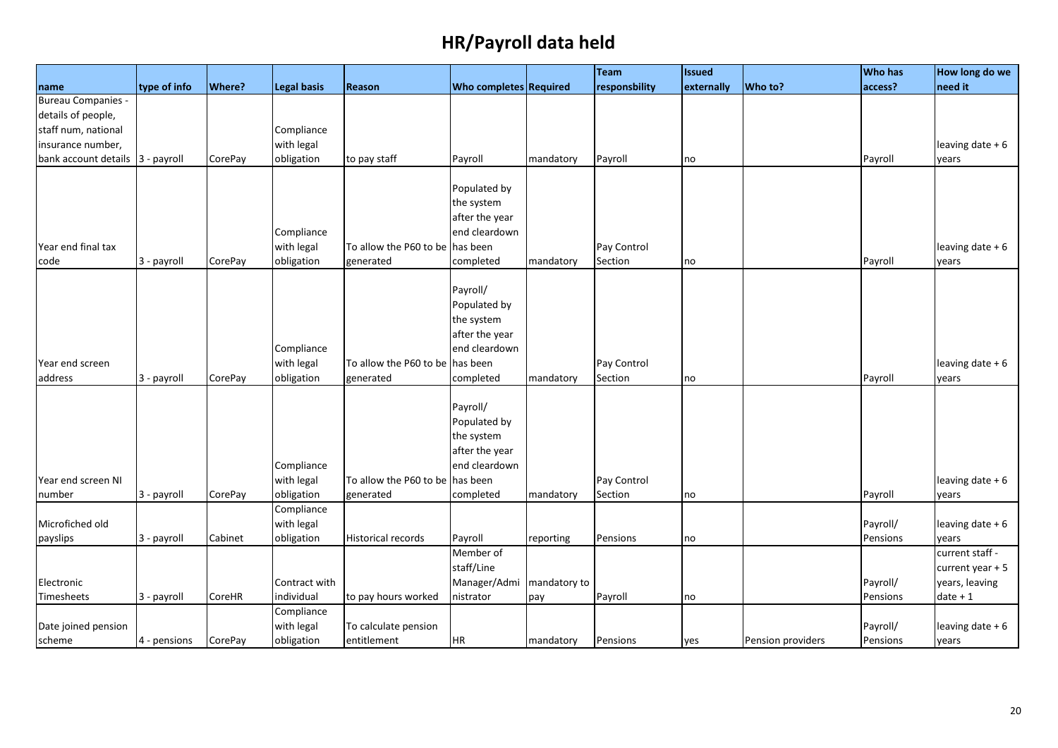# HR/Payroll data held

| name | type of info | Where? | Legal basis | Reason | Who completes | Required | Team responsbility | Issued externally | Who to? | Who has access? | How long do we need it |
|---|---|---|---|---|---|---|---|---|---|---|---|
| Bureau Companies - details of people, staff num, national insurance number, bank account details | 3 - payroll | CorePay | Compliance with legal obligation | to pay staff | Payroll | mandatory | Payroll | no | | Payroll | leaving date + 6 years |
| Year end final tax code | 3 - payroll | CorePay | Compliance with legal obligation | To allow the P60 to be generated | Populated by the system after the year end cleardown has been completed | mandatory | Pay Control Section | no | | Payroll | leaving date + 6 years |
| Year end screen address | 3 - payroll | CorePay | Compliance with legal obligation | To allow the P60 to be generated | Payroll/ Populated by the system after the year end cleardown has been completed | mandatory | Pay Control Section | no | | Payroll | leaving date + 6 years |
| Year end screen NI number | 3 - payroll | CorePay | Compliance with legal obligation | To allow the P60 to be generated | Payroll/ Populated by the system after the year end cleardown has been completed | mandatory | Pay Control Section | no | | Payroll | leaving date + 6 years |
| Microfiched old payslips | 3 - payroll | Cabinet | Compliance with legal obligation | Historical records | Payroll | reporting | Pensions | no | | Payroll/ Pensions | leaving date + 6 years |
| Electronic Timesheets | 3 - payroll | CoreHR | Contract with individual | to pay hours worked | Member of staff/Line Manager/Administrator | mandatory to pay | Payroll | no | | Payroll/ Pensions | current staff - current year + 5 years, leaving date + 1 |
| Date joined pension scheme | 4 - pensions | CorePay | Compliance with legal obligation | To calculate pension entitlement | HR | mandatory | Pensions | yes | Pension providers | Payroll/ Pensions | leaving date + 6 years |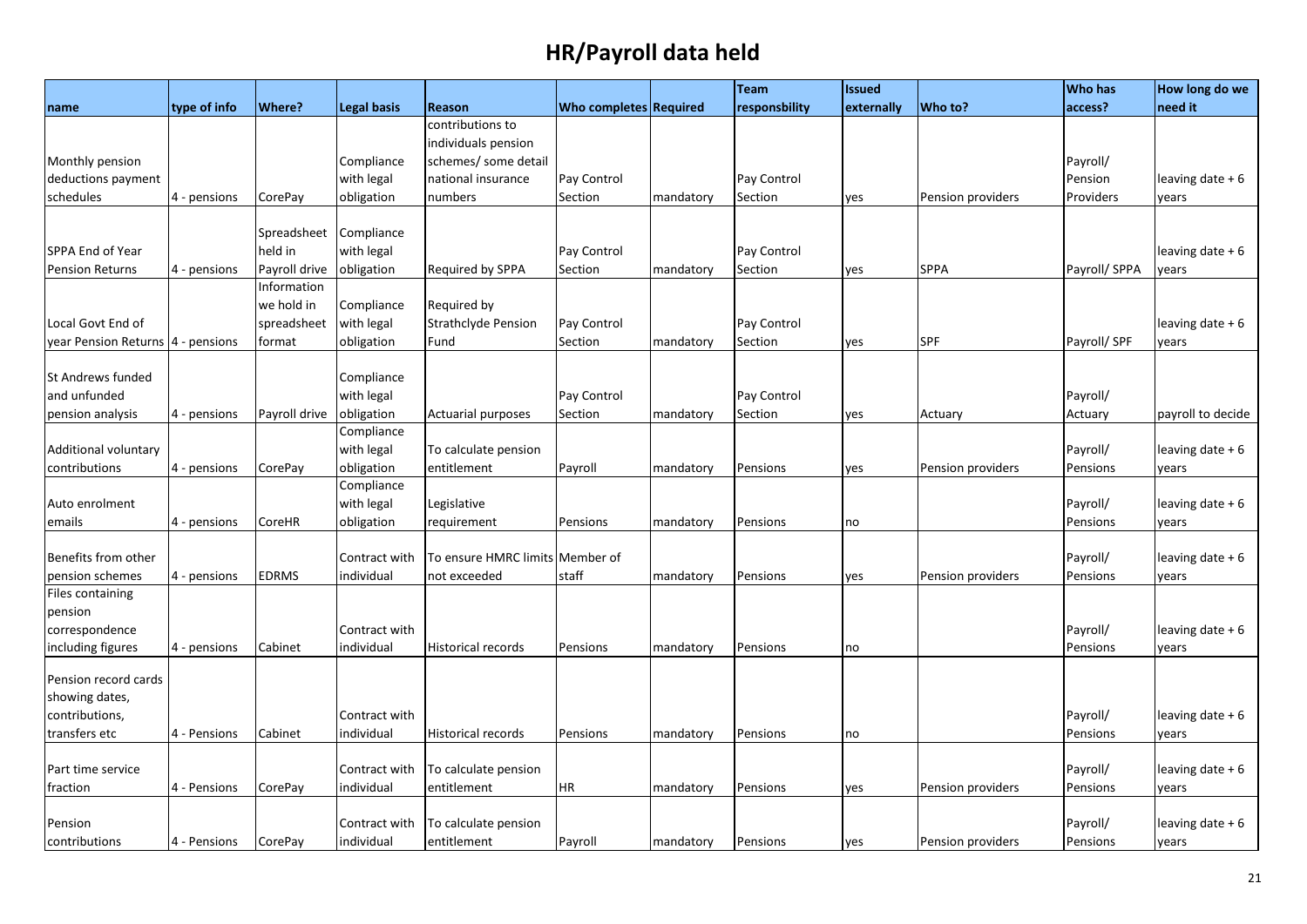# HR/Payroll data held

| name | type of info | Where? | Legal basis | Reason | Who completes | Required | Team responsbility | Issued externally | Who to? | Who has access? | How long do we need it |
|---|---|---|---|---|---|---|---|---|---|---|---|
| Monthly pension deductions payment schedules | 4 - pensions | CorePay | Compliance with legal obligation | contributions to individuals pension schemes/ some detail national insurance numbers | Pay Control Section | mandatory | Pay Control Section | yes | Pension providers | Payroll/ Pension Providers | leaving date + 6 years |
| SPPA End of Year Pension Returns | 4 - pensions | Spreadsheet held in Payroll drive | Compliance with legal obligation | Required by SPPA | Pay Control Section | mandatory | Pay Control Section | yes | SPPA | Payroll/ SPPA | leaving date + 6 years |
| Local Govt End of year Pension Returns | 4 - pensions | Information we hold in spreadsheet format | Compliance with legal obligation | Required by Strathclyde Pension Fund | Pay Control Section | mandatory | Pay Control Section | yes | SPF | Payroll/ SPF | leaving date + 6 years |
| St Andrews funded and unfunded pension analysis | 4 - pensions | Payroll drive | Compliance with legal obligation | Actuarial purposes | Pay Control Section | mandatory | Pay Control Section | yes | Actuary | Payroll/ Actuary | payroll to decide |
| Additional voluntary contributions | 4 - pensions | CorePay | Compliance with legal obligation | To calculate pension entitlement | Payroll | mandatory | Pensions | yes | Pension providers | Payroll/ Pensions | leaving date + 6 years |
| Auto enrolment emails | 4 - pensions | CoreHR | Compliance with legal obligation | Legislative requirement | Pensions | mandatory | Pensions | no | | Payroll/ Pensions | leaving date + 6 years |
| Benefits from other pension schemes | 4 - pensions | EDRMS | Contract with individual | To ensure HMRC limits not exceeded | Member of staff | mandatory | Pensions | yes | Pension providers | Payroll/ Pensions | leaving date + 6 years |
| Files containing pension correspondence including figures | 4 - pensions | Cabinet | Contract with individual | Historical records | Pensions | mandatory | Pensions | no | | Payroll/ Pensions | leaving date + 6 years |
| Pension record cards showing dates, contributions, transfers etc | 4 - Pensions | Cabinet | Contract with individual | Historical records | Pensions | mandatory | Pensions | no | | Payroll/ Pensions | leaving date + 6 years |
| Part time service fraction | 4 - Pensions | CorePay | Contract with individual | To calculate pension entitlement | HR | mandatory | Pensions | yes | Pension providers | Payroll/ Pensions | leaving date + 6 years |
| Pension contributions | 4 - Pensions | CorePay | Contract with individual | To calculate pension entitlement | Payroll | mandatory | Pensions | yes | Pension providers | Payroll/ Pensions | leaving date + 6 years |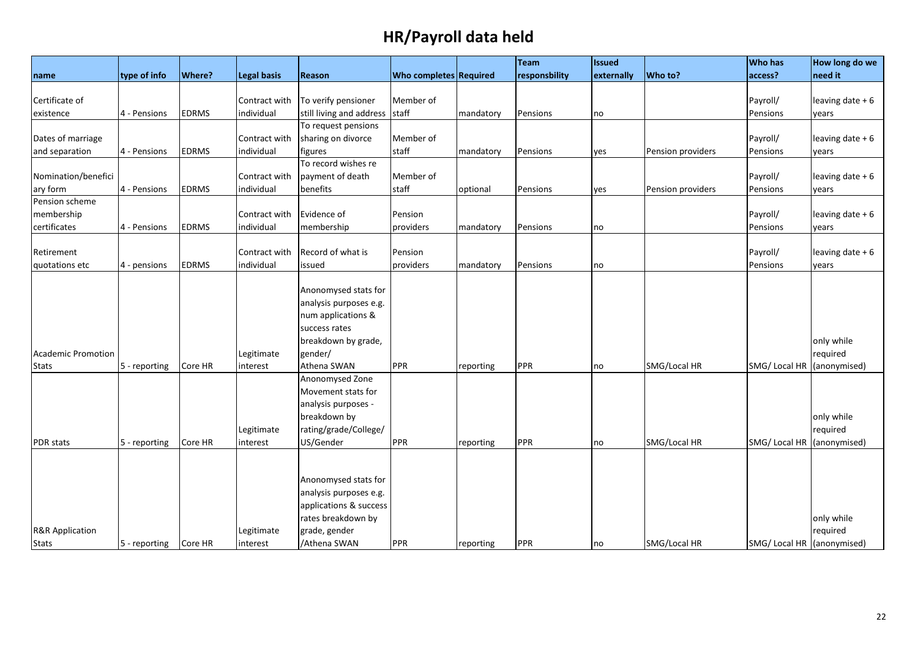# HR/Payroll data held

| name | type of info | Where? | Legal basis | Reason | Who completes | Required | Team responsbility | Issued externally | Who to? | Who has access? | How long do we need it |
|---|---|---|---|---|---|---|---|---|---|---|---|
| Certificate of existence | 4 - Pensions | EDRMS | Contract with individual | To verify pensioner still living and address | Member of staff | mandatory | Pensions | no | | Payroll/ Pensions | leaving date + 6 years |
| Dates of marriage and separation | 4 - Pensions | EDRMS | Contract with individual | To request pensions sharing on divorce figures | Member of staff | mandatory | Pensions | yes | Pension providers | Payroll/ Pensions | leaving date + 6 years |
| Nomination/beneficiary form | 4 - Pensions | EDRMS | Contract with individual | To record wishes re payment of death benefits | Member of staff | optional | Pensions | yes | Pension providers | Payroll/ Pensions | leaving date + 6 years |
| Pension scheme membership certificates | 4 - Pensions | EDRMS | Contract with individual | Evidence of membership | Pension providers | mandatory | Pensions | no | | Payroll/ Pensions | leaving date + 6 years |
| Retirement quotations etc | 4 - pensions | EDRMS | Contract with individual | Record of what is issued | Pension providers | mandatory | Pensions | no | | Payroll/ Pensions | leaving date + 6 years |
| Academic Promotion Stats | 5 - reporting | Core HR | Legitimate interest | Anonomysed stats for analysis purposes e.g. num applications & success rates breakdown by grade, gender/ Athena SWAN | PPR | reporting | PPR | no | SMG/Local HR | SMG/ Local HR | only while required (anonymised) |
| PDR stats | 5 - reporting | Core HR | Legitimate interest | Anonomysed Zone Movement stats for analysis purposes - breakdown by rating/grade/College/ US/Gender | PPR | reporting | PPR | no | SMG/Local HR | SMG/ Local HR | only while required (anonymised) |
| R&R Application Stats | 5 - reporting | Core HR | Legitimate interest | Anonomysed stats for analysis purposes e.g. applications & success rates breakdown by grade, gender /Athena SWAN | PPR | reporting | PPR | no | SMG/Local HR | SMG/ Local HR | only while required (anonymised) |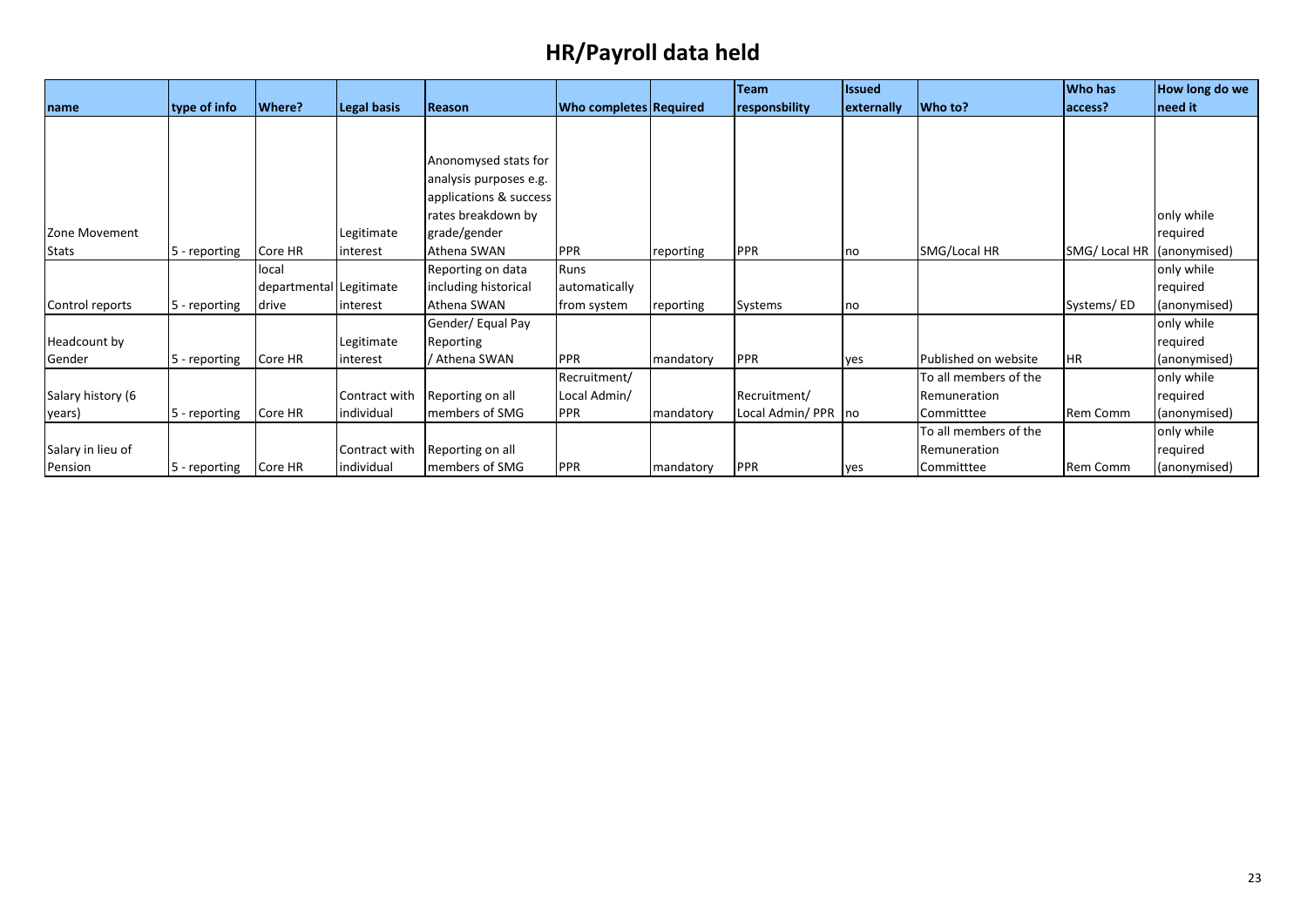# HR/Payroll data held

| name | type of info | Where? | Legal basis | Reason | Who completes | Required | Team responsbility | Issued externally | Who to? | Who has access? | How long do we need it |
|---|---|---|---|---|---|---|---|---|---|---|---|
| Zone Movement Stats | 5 - reporting | Core HR | Legitimate interest | Anonomysed stats for analysis purposes e.g. applications & success rates breakdown by grade/gender Athena SWAN | PPR | reporting | PPR | no | SMG/Local HR | SMG/ Local HR | only while required (anonymised) |
| Control reports | 5 - reporting | local departmental drive | Legitimate interest | Reporting on data including historical Athena SWAN | Runs automatically from system | reporting | Systems | no | | Systems/ ED | only while required (anonymised) |
| Headcount by Gender | 5 - reporting | Core HR | Legitimate interest | Gender/ Equal Pay Reporting / Athena SWAN | PPR | mandatory | PPR | yes | Published on website | HR | only while required (anonymised) |
| Salary history (6 years) | 5 - reporting | Core HR | Contract with individual | Reporting on all members of SMG | Recruitment/ Local Admin/ PPR | mandatory | Recruitment/ Local Admin/ PPR | no | To all members of the Remuneration Committtee | Rem Comm | only while required (anonymised) |
| Salary in lieu of Pension | 5 - reporting | Core HR | Contract with individual | Reporting on all members of SMG | PPR | mandatory | PPR | yes | To all members of the Remuneration Committtee | Rem Comm | only while required (anonymised) |